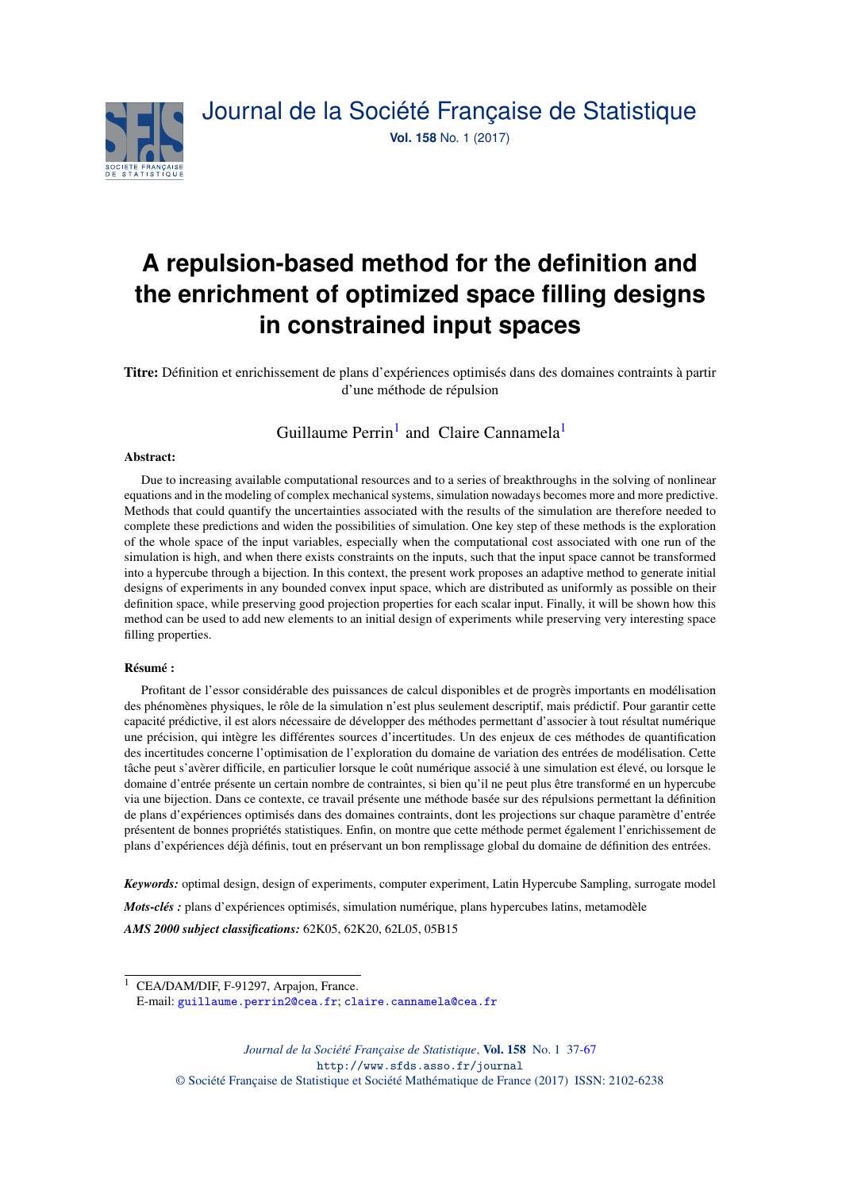# A repulsion-based method for the definition and the enrichment of optimized space filling designs in constrained input spaces

**Titre:** Définition et enrichissement de plans d'expériences optimisés dans des domaines contraints à partir d'une méthode de répulsion

Guillaume Perrin[1] and Claire Cannamela[1]

**Abstract:**

Due to increasing available computational resources and to a series of breakthroughs in the solving of nonlinear equations and in the modeling of complex mechanical systems, simulation nowadays becomes more and more predictive. Methods that could quantify the uncertainties associated with the results of the simulation are therefore needed to complete these predictions and widen the possibilities of simulation. One key step of these methods is the exploration of the whole space of the input variables, especially when the computational cost associated with one run of the simulation is high, and when there exists constraints on the inputs, such that the input space cannot be transformed into a hypercube through a bijection. In this context, the present work proposes an adaptive method to generate initial designs of experiments in any bounded convex input space, which are distributed as uniformly as possible on their definition space, while preserving good projection properties for each scalar input. Finally, it will be shown how this method can be used to add new elements to an initial design of experiments while preserving very interesting space filling properties.

**Résumé :**

Profitant de l'essor considérable des puissances de calcul disponibles et de progrès importants en modélisation des phénomènes physiques, le rôle de la simulation n'est plus seulement descriptif, mais prédictif. Pour garantir cette capacité prédictive, il est alors nécessaire de développer des méthodes permettant d'associer à tout résultat numérique une précision, qui intègre les différentes sources d'incertitudes. Un des enjeux de ces méthodes de quantification des incertitudes concerne l'optimisation de l'exploration du domaine de variation des entrées de modélisation. Cette tâche peut s'avèrer difficile, en particulier lorsque le coût numérique associé à une simulation est élevé, ou lorsque le domaine d'entrée présente un certain nombre de contraintes, si bien qu'il ne peut plus être transformé en un hypercube via une bijection. Dans ce contexte, ce travail présente une méthode basée sur des répulsions permettant la définition de plans d'expériences optimisés dans des domaines contraints, dont les projections sur chaque paramètre d'entrée présentent de bonnes propriétés statistiques. Enfin, on montre que cette méthode permet également l'enrichissement de plans d'expériences déjà définis, tout en préservant un bon remplissage global du domaine de définition des entrées.

***Keywords:*** optimal design, design of experiments, computer experiment, Latin Hypercube Sampling, surrogate model

***Mots-clés :*** plans d'expériences optimisés, simulation numérique, plans hypercubes latins, metamodèle

***AMS 2000 subject classifications:*** 62K05, 62K20, 62L05, 05B15

[1] CEA/DAM/DIF, F-91297, Arpajon, France.
E-mail: guillaume.perrin2@cea.fr; claire.cannamela@cea.fr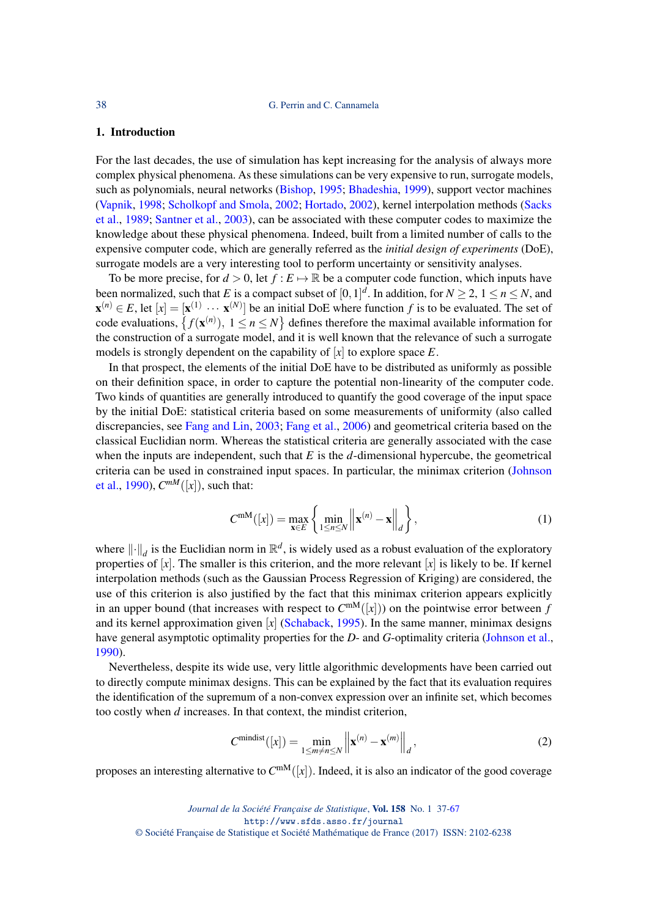## 1. Introduction

For the last decades, the use of simulation has kept increasing for the analysis of always more complex physical phenomena. As these simulations can be very expensive to run, surrogate models, such as polynomials, neural networks (Bishop, 1995; Bhadeshia, 1999), support vector machines (Vapnik, 1998; Scholkopf and Smola, 2002; Hortado, 2002), kernel interpolation methods (Sacks et al., 1989; Santner et al., 2003), can be associated with these computer codes to maximize the knowledge about these physical phenomena. Indeed, built from a limited number of calls to the expensive computer code, which are generally referred as the *initial design of experiments* (DoE), surrogate models are a very interesting tool to perform uncertainty or sensitivity analyses.

To be more precise, for $d > 0$, let $f : E \mapsto \mathbb{R}$ be a computer code function, which inputs have been normalized, such that $E$ is a compact subset of $[0,1]^d$. In addition, for $N \geq 2$, $1 \leq n \leq N$, and $\mathbf{x}^{(n)} \in E$, let $[x] = [\mathbf{x}^{(1)} \cdots \mathbf{x}^{(N)}]$ be an initial DoE where function $f$ is to be evaluated. The set of code evaluations, $\left\{ f(\mathbf{x}^{(n)}),\ 1 \leq n \leq N \right\}$ defines therefore the maximal available information for the construction of a surrogate model, and it is well known that the relevance of such a surrogate models is strongly dependent on the capability of $[x]$ to explore space $E$.

In that prospect, the elements of the initial DoE have to be distributed as uniformly as possible on their definition space, in order to capture the potential non-linearity of the computer code. Two kinds of quantities are generally introduced to quantify the good coverage of the input space by the initial DoE: statistical criteria based on some measurements of uniformity (also called discrepancies, see Fang and Lin, 2003; Fang et al., 2006) and geometrical criteria based on the classical Euclidian norm. Whereas the statistical criteria are generally associated with the case when the inputs are independent, such that $E$ is the $d$-dimensional hypercube, the geometrical criteria can be used in constrained input spaces. In particular, the minimax criterion (Johnson et al., 1990), $C^{mM}([x])$, such that:

$$C^{\mathrm{mM}}([x]) = \max_{\mathbf{x} \in E} \left\{ \min_{1 \leq n \leq N} \left\| \mathbf{x}^{(n)} - \mathbf{x} \right\|_d \right\}, \tag{1}$$

where $\|\cdot\|_d$ is the Euclidian norm in $\mathbb{R}^d$, is widely used as a robust evaluation of the exploratory properties of $[x]$. The smaller is this criterion, and the more relevant $[x]$ is likely to be. If kernel interpolation methods (such as the Gaussian Process Regression of Kriging) are considered, the use of this criterion is also justified by the fact that this minimax criterion appears explicitly in an upper bound (that increases with respect to $C^{\mathrm{mM}}([x])$) on the pointwise error between $f$ and its kernel approximation given $[x]$ (Schaback, 1995). In the same manner, minimax designs have general asymptotic optimality properties for the $D$- and $G$-optimality criteria (Johnson et al., 1990).

Nevertheless, despite its wide use, very little algorithmic developments have been carried out to directly compute minimax designs. This can be explained by the fact that its evaluation requires the identification of the supremum of a non-convex expression over an infinite set, which becomes too costly when $d$ increases. In that context, the mindist criterion,

$$C^{\mathrm{mindist}}([x]) = \min_{1 \leq m \neq n \leq N} \left\| \mathbf{x}^{(n)} - \mathbf{x}^{(m)} \right\|_d, \tag{2}$$

proposes an interesting alternative to $C^{\mathrm{mM}}([x])$. Indeed, it is also an indicator of the good coverage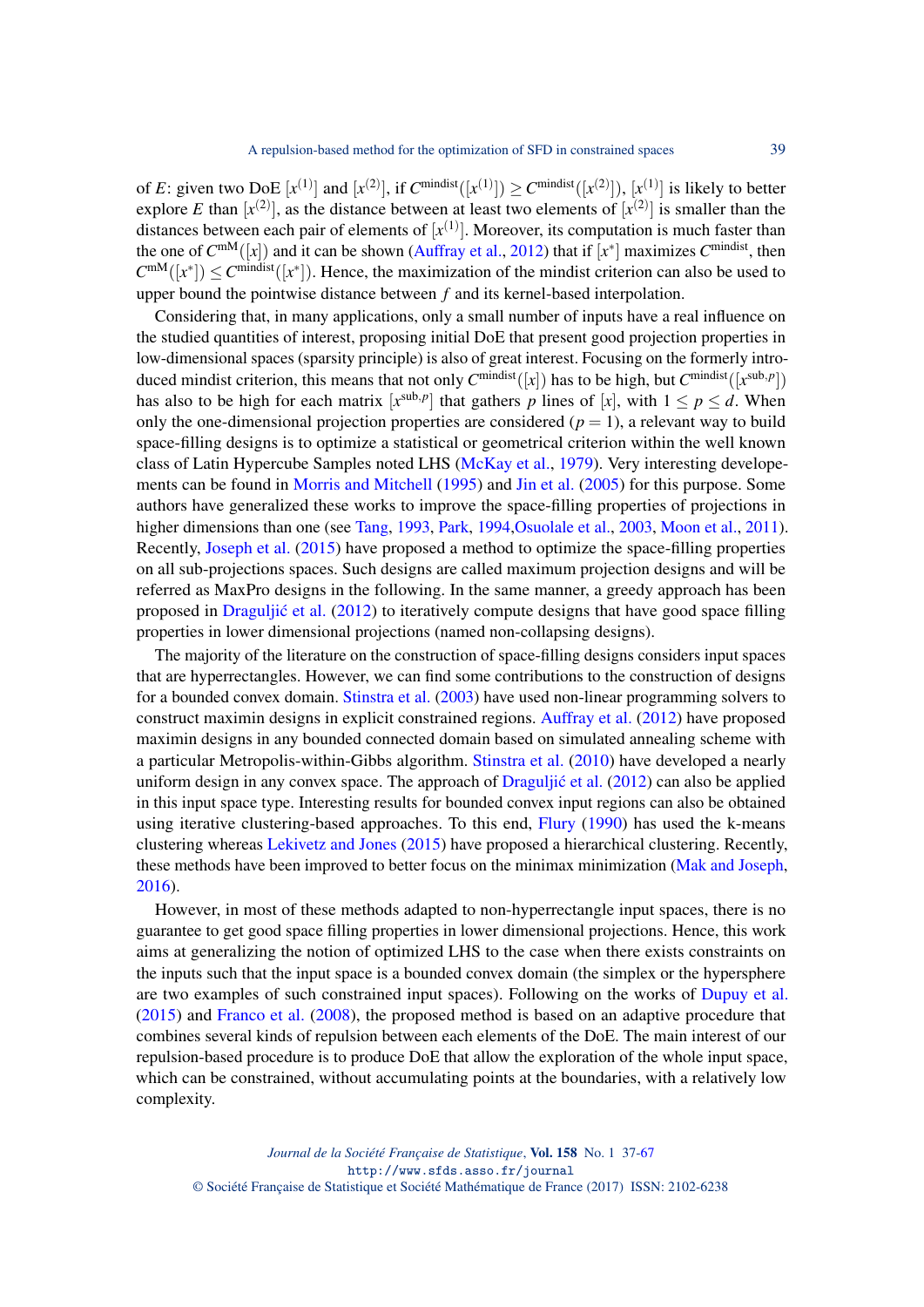of $E$: given two DoE $[x^{(1)}]$ and $[x^{(2)}]$, if $C^{\text{mindist}}([x^{(1)}]) \geq C^{\text{mindist}}([x^{(2)}])$, $[x^{(1)}]$ is likely to better explore $E$ than $[x^{(2)}]$, as the distance between at least two elements of $[x^{(2)}]$ is smaller than the distances between each pair of elements of $[x^{(1)}]$. Moreover, its computation is much faster than the one of $C^{\text{mM}}([x])$ and it can be shown (Auffray et al., 2012) that if $[x^*]$ maximizes $C^{\text{mindist}}$, then $C^{\text{mM}}([x^*]) \leq C^{\text{mindist}}([x^*])$. Hence, the maximization of the mindist criterion can also be used to upper bound the pointwise distance between $f$ and its kernel-based interpolation.

Considering that, in many applications, only a small number of inputs have a real influence on the studied quantities of interest, proposing initial DoE that present good projection properties in low-dimensional spaces (sparsity principle) is also of great interest. Focusing on the formerly introduced mindist criterion, this means that not only $C^{\text{mindist}}([x])$ has to be high, but $C^{\text{mindist}}([x^{\text{sub},p}])$ has also to be high for each matrix $[x^{\text{sub},p}]$ that gathers $p$ lines of $[x]$, with $1 \leq p \leq d$. When only the one-dimensional projection properties are considered ($p = 1$), a relevant way to build space-filling designs is to optimize a statistical or geometrical criterion within the well known class of Latin Hypercube Samples noted LHS (McKay et al., 1979). Very interesting developements can be found in Morris and Mitchell (1995) and Jin et al. (2005) for this purpose. Some authors have generalized these works to improve the space-filling properties of projections in higher dimensions than one (see Tang, 1993, Park, 1994,Osuolale et al., 2003, Moon et al., 2011). Recently, Joseph et al. (2015) have proposed a method to optimize the space-filling properties on all sub-projections spaces. Such designs are called maximum projection designs and will be referred as MaxPro designs in the following. In the same manner, a greedy approach has been proposed in Draguljić et al. (2012) to iteratively compute designs that have good space filling properties in lower dimensional projections (named non-collapsing designs).

The majority of the literature on the construction of space-filling designs considers input spaces that are hyperrectangles. However, we can find some contributions to the construction of designs for a bounded convex domain. Stinstra et al. (2003) have used non-linear programming solvers to construct maximin designs in explicit constrained regions. Auffray et al. (2012) have proposed maximin designs in any bounded connected domain based on simulated annealing scheme with a particular Metropolis-within-Gibbs algorithm. Stinstra et al. (2010) have developed a nearly uniform design in any convex space. The approach of Draguljić et al. (2012) can also be applied in this input space type. Interesting results for bounded convex input regions can also be obtained using iterative clustering-based approaches. To this end, Flury (1990) has used the k-means clustering whereas Lekivetz and Jones (2015) have proposed a hierarchical clustering. Recently, these methods have been improved to better focus on the minimax minimization (Mak and Joseph, 2016).

However, in most of these methods adapted to non-hyperrectangle input spaces, there is no guarantee to get good space filling properties in lower dimensional projections. Hence, this work aims at generalizing the notion of optimized LHS to the case when there exists constraints on the inputs such that the input space is a bounded convex domain (the simplex or the hypersphere are two examples of such constrained input spaces). Following on the works of Dupuy et al. (2015) and Franco et al. (2008), the proposed method is based on an adaptive procedure that combines several kinds of repulsion between each elements of the DoE. The main interest of our repulsion-based procedure is to produce DoE that allow the exploration of the whole input space, which can be constrained, without accumulating points at the boundaries, with a relatively low complexity.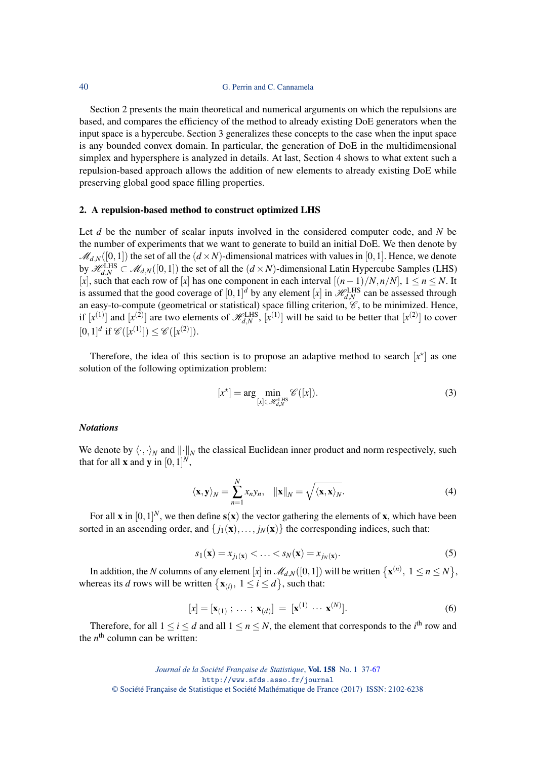Section 2 presents the main theoretical and numerical arguments on which the repulsions are based, and compares the efficiency of the method to already existing DoE generators when the input space is a hypercube. Section 3 generalizes these concepts to the case when the input space is any bounded convex domain. In particular, the generation of DoE in the multidimensional simplex and hypersphere is analyzed in details. At last, Section 4 shows to what extent such a repulsion-based approach allows the addition of new elements to already existing DoE while preserving global good space filling properties.

## 2. A repulsion-based method to construct optimized LHS

Let $d$ be the number of scalar inputs involved in the considered computer code, and $N$ be the number of experiments that we want to generate to build an initial DoE. We then denote by $\mathscr{M}_{d,N}([0,1])$ the set of all the $(d\times N)$-dimensional matrices with values in $[0,1]$. Hence, we denote by $\mathscr{H}_{d,N}^{\mathrm{LHS}} \subset \mathscr{M}_{d,N}([0,1])$ the set of all the $(d\times N)$-dimensional Latin Hypercube Samples (LHS) $[x]$, such that each row of $[x]$ has one component in each interval $[(n-1)/N, n/N]$, $1 \leq n \leq N$. It is assumed that the good coverage of $[0,1]^d$ by any element $[x]$ in $\mathscr{H}_{d,N}^{\mathrm{LHS}}$ can be assessed through an easy-to-compute (geometrical or statistical) space filling criterion, $\mathscr{C}$, to be minimized. Hence, if $[x^{(1)}]$ and $[x^{(2)}]$ are two elements of $\mathscr{H}_{d,N}^{\mathrm{LHS}}$, $[x^{(1)}]$ will be said to be better that $[x^{(2)}]$ to cover $[0,1]^d$ if $\mathscr{C}([x^{(1)}]) \leq \mathscr{C}([x^{(2)}])$.

Therefore, the idea of this section is to propose an adaptive method to search $[x^\star]$ as one solution of the following optimization problem:

$$[x^\star] = \arg \min_{[x]\in \mathscr{H}_{d,N}^{\mathrm{LHS}}} \mathscr{C}([x]). \tag{3}$$

### *Notations*

We denote by $\langle \cdot,\cdot \rangle_N$ and $\|\cdot\|_N$ the classical Euclidean inner product and norm respectively, such that for all $\mathbf{x}$ and $\mathbf{y}$ in $[0,1]^N$,

$$\langle \mathbf{x},\mathbf{y} \rangle_N = \sum_{n=1}^{N} x_n y_n, \quad \|\mathbf{x}\|_N = \sqrt{\langle \mathbf{x},\mathbf{x} \rangle_N}. \tag{4}$$

For all $\mathbf{x}$ in $[0,1]^N$, we then define $\mathbf{s}(\mathbf{x})$ the vector gathering the elements of $\mathbf{x}$, which have been sorted in an ascending order, and $\{ j_1(\mathbf{x}),\ldots, j_N(\mathbf{x})\}$ the corresponding indices, such that:

$$s_1(\mathbf{x}) = x_{j_1(\mathbf{x})} < \ldots < s_N(\mathbf{x}) = x_{j_N(\mathbf{x})}. \tag{5}$$

In addition, the $N$ columns of any element $[x]$ in $\mathscr{M}_{d,N}([0,1])$ will be written $\{\mathbf{x}^{(n)},\ 1 \leq n \leq N\}$, whereas its $d$ rows will be written $\{\mathbf{x}_{(i)},\ 1 \leq i \leq d\}$, such that:

$$[x] = [\mathbf{x}_{(1)}\ ;\ \ldots\ ;\ \mathbf{x}_{(d)}]\ =\ [\mathbf{x}^{(1)}\ \cdots\ \mathbf{x}^{(N)}]. \tag{6}$$

Therefore, for all $1 \leq i \leq d$ and all $1 \leq n \leq N$, the element that corresponds to the $i^{\text{th}}$ row and the $n^{\text{th}}$ column can be written: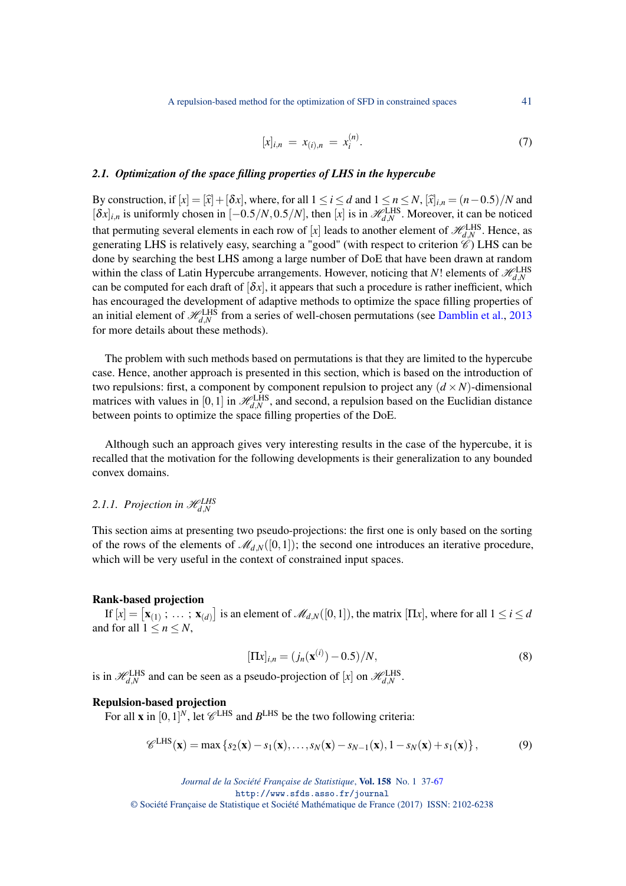$$[x]_{i,n} = x_{(i),n} = x_i^{(n)}. \tag{7}$$

### 2.1. Optimization of the space filling properties of LHS in the hypercube

By construction, if $[x] = [\widehat{x}] + [\delta x]$, where, for all $1 \leq i \leq d$ and $1 \leq n \leq N$, $[\widehat{x}]_{i,n} = (n - 0.5)/N$ and $[\delta x]_{i,n}$ is uniformly chosen in $[-0.5/N, 0.5/N]$, then $[x]$ is in $\mathscr{H}_{d,N}^{\mathrm{LHS}}$. Moreover, it can be noticed that permuting several elements in each row of $[x]$ leads to another element of $\mathscr{H}_{d,N}^{\mathrm{LHS}}$. Hence, as generating LHS is relatively easy, searching a "good" (with respect to criterion $\mathscr{C}$) LHS can be done by searching the best LHS among a large number of DoE that have been drawn at random within the class of Latin Hypercube arrangements. However, noticing that $N!$ elements of $\mathscr{H}_{d,N}^{\mathrm{LHS}}$ can be computed for each draft of $[\delta x]$, it appears that such a procedure is rather inefficient, which has encouraged the development of adaptive methods to optimize the space filling properties of an initial element of $\mathscr{H}_{d,N}^{\mathrm{LHS}}$ from a series of well-chosen permutations (see Damblin et al., 2013 for more details about these methods).

The problem with such methods based on permutations is that they are limited to the hypercube case. Hence, another approach is presented in this section, which is based on the introduction of two repulsions: first, a component by component repulsion to project any $(d \times N)$-dimensional matrices with values in $[0,1]$ in $\mathscr{H}_{d,N}^{\mathrm{LHS}}$, and second, a repulsion based on the Euclidian distance between points to optimize the space filling properties of the DoE.

Although such an approach gives very interesting results in the case of the hypercube, it is recalled that the motivation for the following developments is their generalization to any bounded convex domains.

#### 2.1.1. Projection in $\mathscr{H}_{d,N}^{LHS}$

This section aims at presenting two pseudo-projections: the first one is only based on the sorting of the rows of the elements of $\mathscr{M}_{d,N}([0,1])$; the second one introduces an iterative procedure, which will be very useful in the context of constrained input spaces.

**Rank-based projection**

If $[x] = [\mathbf{x}_{(1)} \,;\, \dots \,;\, \mathbf{x}_{(d)}]$ is an element of $\mathscr{M}_{d,N}([0,1])$, the matrix $[\Pi x]$, where for all $1 \leq i \leq d$ and for all $1 \leq n \leq N$,

$$[\Pi x]_{i,n} = (j_n(\mathbf{x}^{(i)}) - 0.5)/N, \tag{8}$$

is in $\mathscr{H}_{d,N}^{\mathrm{LHS}}$ and can be seen as a pseudo-projection of $[x]$ on $\mathscr{H}_{d,N}^{\mathrm{LHS}}$.

**Repulsion-based projection**

For all $\mathbf{x}$ in $[0,1]^N$, let $\mathscr{C}^{\mathrm{LHS}}$ and $B^{\mathrm{LHS}}$ be the two following criteria:

$$\mathscr{C}^{\mathrm{LHS}}(\mathbf{x}) = \max\left\{s_2(\mathbf{x}) - s_1(\mathbf{x}), \dots, s_N(\mathbf{x}) - s_{N-1}(\mathbf{x}), 1 - s_N(\mathbf{x}) + s_1(\mathbf{x})\right\}, \tag{9}$$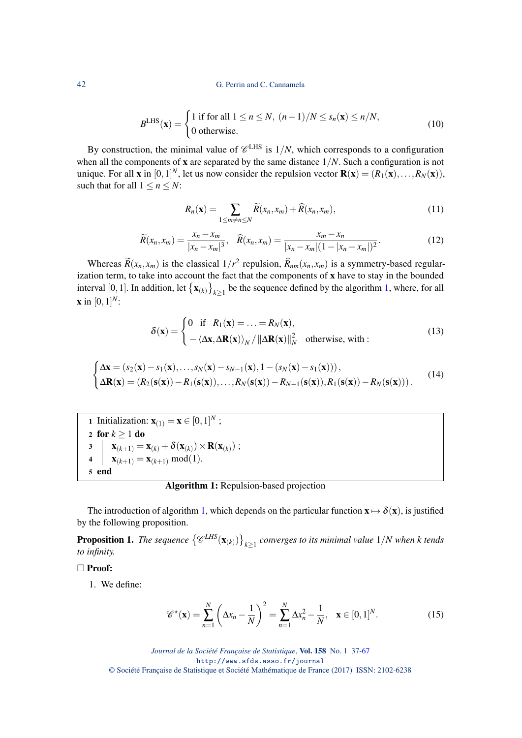$$
B^{\mathrm{LHS}}(\mathbf{x}) = \begin{cases} 1 \text{ if for all } 1 \leq n \leq N,\ (n-1)/N \leq s_n(\mathbf{x}) \leq n/N, \\ 0 \text{ otherwise.} \end{cases} \tag{10}
$$

By construction, the minimal value of $\mathscr{C}^{\mathrm{LHS}}$ is $1/N$, which corresponds to a configuration when all the components of $\mathbf{x}$ are separated by the same distance $1/N$. Such a configuration is not unique. For all $\mathbf{x}$ in $[0,1]^N$, let us now consider the repulsion vector $\mathbf{R}(\mathbf{x}) = (R_1(\mathbf{x}), \ldots, R_N(\mathbf{x}))$, such that for all $1 \leq n \leq N$:

$$
R_n(\mathbf{x}) = \sum_{1 \leq m \neq n \leq N} \widetilde{R}(x_n, x_m) + \widehat{R}(x_n, x_m), \tag{11}
$$

$$
\widetilde{R}(x_n, x_m) = \frac{x_n - x_m}{|x_n - x_m|^3}, \quad \widehat{R}(x_n, x_m) = \frac{x_m - x_n}{|x_n - x_m|(1 - |x_n - x_m|)^2}. \tag{12}
$$

Whereas $\widetilde{R}(x_n, x_m)$ is the classical $1/r^2$ repulsion, $\widehat{R}_{nm}(x_n, x_m)$ is a symmetry-based regularization term, to take into account the fact that the components of $\mathbf{x}$ have to stay in the bounded interval $[0,1]$. In addition, let $\left\{\mathbf{x}_{(k)}\right\}_{k \geq 1}$ be the sequence defined by the algorithm 1, where, for all $\mathbf{x}$ in $[0,1]^N$:

$$
\delta(\mathbf{x}) = \begin{cases} 0 \quad \text{if} \quad R_1(\mathbf{x}) = \ldots = R_N(\mathbf{x}), \\ -\left\langle \Delta\mathbf{x}, \Delta\mathbf{R}(\mathbf{x}) \right\rangle_N / \left\| \Delta\mathbf{R}(\mathbf{x}) \right\|_N^2 \quad \text{otherwise, with :} \end{cases} \tag{13}
$$

$$
\begin{cases} \Delta\mathbf{x} = (s_2(\mathbf{x}) - s_1(\mathbf{x}), \ldots, s_N(\mathbf{x}) - s_{N-1}(\mathbf{x}), 1 - (s_N(\mathbf{x}) - s_1(\mathbf{x}))), \\ \Delta\mathbf{R}(\mathbf{x}) = (R_2(\mathbf{s}(\mathbf{x})) - R_1(\mathbf{s}(\mathbf{x})), \ldots, R_N(\mathbf{s}(\mathbf{x})) - R_{N-1}(\mathbf{s}(\mathbf{x})), R_1(\mathbf{s}(\mathbf{x})) - R_N(\mathbf{s}(\mathbf{x}))). \end{cases} \tag{14}
$$

```
1  Initialization: x_(1) = x ∈ [0,1]^N ;
2  for k ≥ 1 do
3  |   x_(k+1) = x_(k) + δ(x_(k)) × R(x_(k)) ;
4  |   x_(k+1) = x_(k+1) mod(1).
5  end
```

**Algorithm 1:** Repulsion-based projection

The introduction of algorithm 1, which depends on the particular function $\mathbf{x} \mapsto \delta(\mathbf{x})$, is justified by the following proposition.

**Proposition 1.** *The sequence $\left\{\mathscr{C}^{LHS}(\mathbf{x}_{(k)})\right\}_{k \geq 1}$ converges to its minimal value $1/N$ when $k$ tends to infinity.*

□ **Proof:**

1. We define:

$$
\mathscr{C}^{\star}(\mathbf{x}) = \sum_{n=1}^{N} \left(\Delta x_n - \frac{1}{N}\right)^2 = \sum_{n=1}^{N} \Delta x_n^2 - \frac{1}{N}, \quad \mathbf{x} \in [0,1]^N. \tag{15}
$$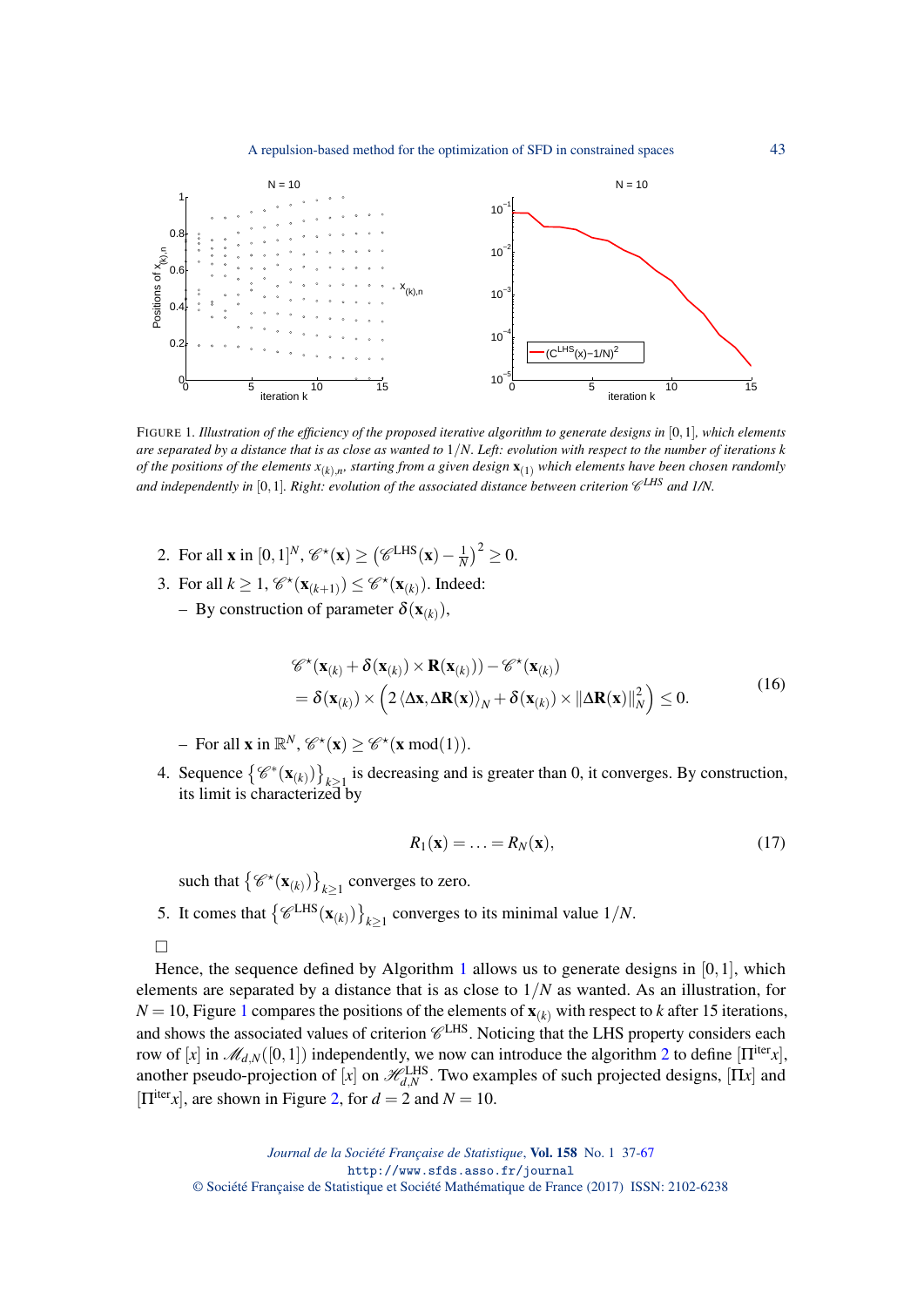FIGURE 1. *Illustration of the efficiency of the proposed iterative algorithm to generate designs in* $[0,1]$*, which elements are separated by a distance that is as close as wanted to* $1/N$*. Left: evolution with respect to the number of iterations k of the positions of the elements* $x_{(k),n}$*, starting from a given design* $\mathbf{x}_{(1)}$ *which elements have been chosen randomly and independently in* $[0,1]$*. Right: evolution of the associated distance between criterion* $\mathscr{C}^{LHS}$ *and 1/N.*

2. For all $\mathbf{x}$ in $[0,1]^N$, $\mathscr{C}^\star(\mathbf{x}) \geq \left(\mathscr{C}^{\text{LHS}}(\mathbf{x}) - \frac{1}{N}\right)^2 \geq 0$.
3. For all $k \geq 1$, $\mathscr{C}^\star(\mathbf{x}_{(k+1)}) \leq \mathscr{C}^\star(\mathbf{x}_{(k)})$. Indeed:
   – By construction of parameter $\delta(\mathbf{x}_{(k)})$,

$$
\begin{aligned}
&\mathscr{C}^\star(\mathbf{x}_{(k)} + \delta(\mathbf{x}_{(k)}) \times \mathbf{R}(\mathbf{x}_{(k)})) - \mathscr{C}^\star(\mathbf{x}_{(k)}) \\
&= \delta(\mathbf{x}_{(k)}) \times \left(2\left\langle \Delta\mathbf{x}, \Delta\mathbf{R}(\mathbf{x})\right\rangle_N + \delta(\mathbf{x}_{(k)}) \times \|\Delta\mathbf{R}(\mathbf{x})\|_N^2\right) \leq 0.
\end{aligned}
\tag{16}
$$

   – For all $\mathbf{x}$ in $\mathbb{R}^N$, $\mathscr{C}^\star(\mathbf{x}) \geq \mathscr{C}^\star(\mathbf{x} \bmod(1))$.
4. Sequence $\left\{\mathscr{C}^*(\mathbf{x}_{(k)})\right\}_{k\geq 1}$ is decreasing and is greater than 0, it converges. By construction, its limit is characterized by

$$
R_1(\mathbf{x}) = \ldots = R_N(\mathbf{x}),
\tag{17}
$$

   such that $\left\{\mathscr{C}^\star(\mathbf{x}_{(k)})\right\}_{k\geq 1}$ converges to zero.
5. It comes that $\left\{\mathscr{C}^{\text{LHS}}(\mathbf{x}_{(k)})\right\}_{k\geq 1}$ converges to its minimal value $1/N$.

□

Hence, the sequence defined by Algorithm 1 allows us to generate designs in $[0,1]$, which elements are separated by a distance that is as close to $1/N$ as wanted. As an illustration, for $N = 10$, Figure 1 compares the positions of the elements of $\mathbf{x}_{(k)}$ with respect to $k$ after 15 iterations, and shows the associated values of criterion $\mathscr{C}^{\text{LHS}}$. Noticing that the LHS property considers each row of $[x]$ in $\mathscr{M}_{d,N}([0,1])$ independently, we now can introduce the algorithm 2 to define $[\Pi^{\text{iter}}x]$, another pseudo-projection of $[x]$ on $\mathscr{H}_{d,N}^{\text{LHS}}$. Two examples of such projected designs, $[\Pi x]$ and $[\Pi^{\text{iter}}x]$, are shown in Figure 2, for $d = 2$ and $N = 10$.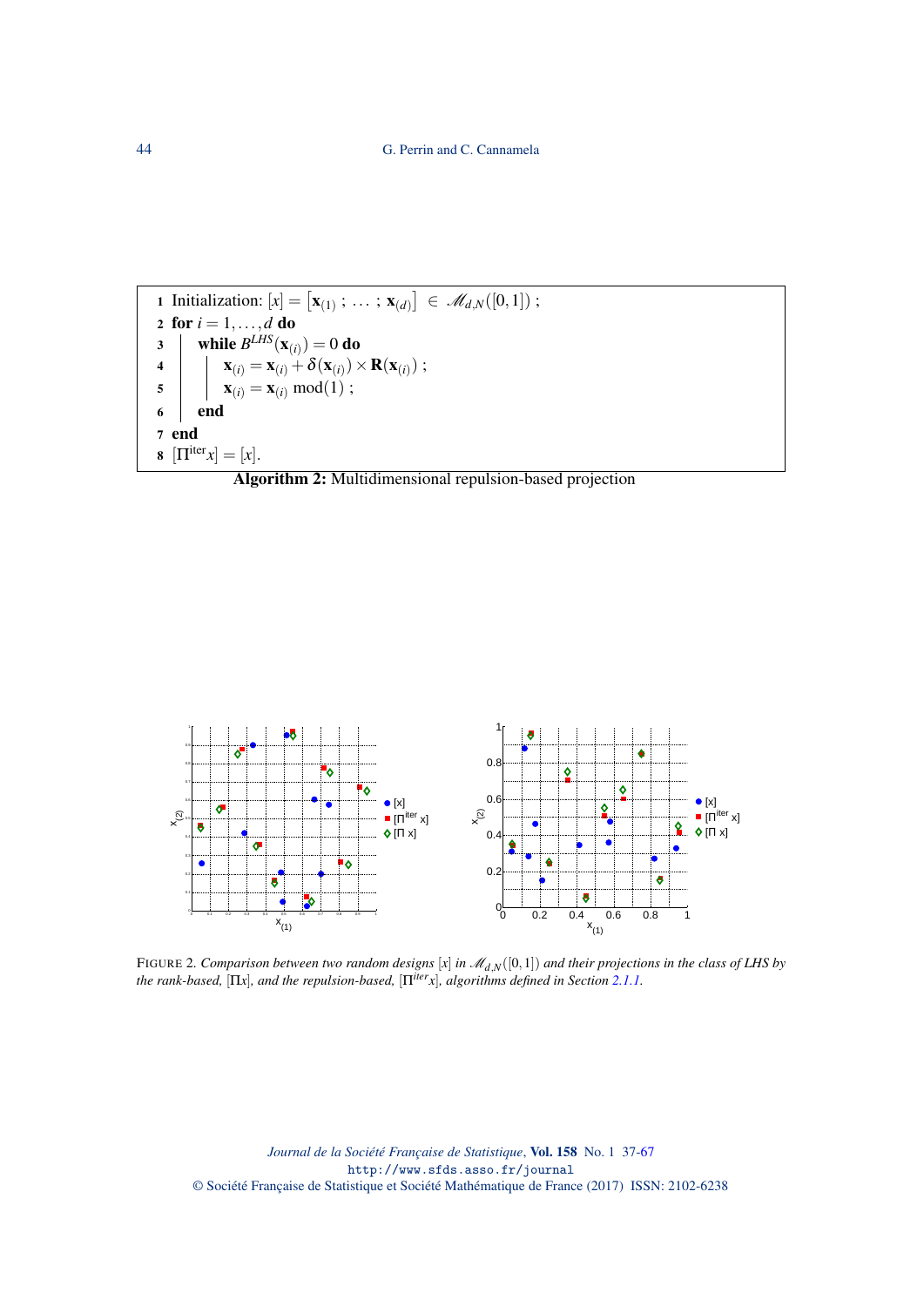```
1 Initialization: [x] = [x_(1) ; ... ; x_(d)] ∈ M_{d,N}([0,1]) ;
2 for i = 1,...,d do
3     while B^{LHS}(x_(i)) = 0 do
4         x_(i) = x_(i) + δ(x_(i)) × R(x_(i)) ;
5         x_(i) = x_(i) mod(1) ;
6     end
7 end
8 [Π^iter x] = [x].
```

**Algorithm 2:** Multidimensional repulsion-based projection

FIGURE 2. *Comparison between two random designs $[x]$ in $\mathscr{M}_{d,N}([0,1])$ and their projections in the class of LHS by the rank-based, $[\Pi x]$, and the repulsion-based, $[\Pi^{iter} x]$, algorithms defined in Section 2.1.1.*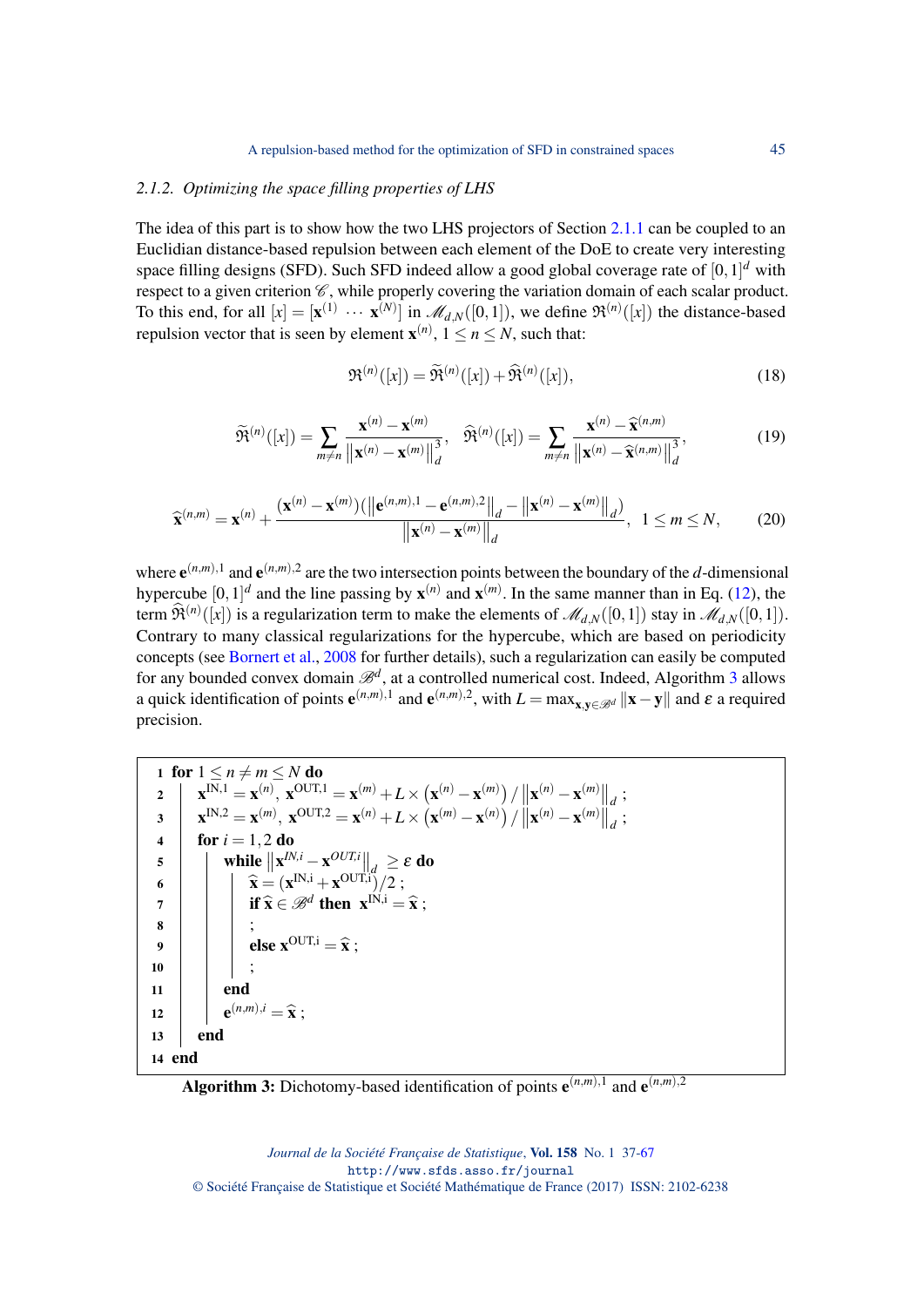### 2.1.2. Optimizing the space filling properties of LHS

The idea of this part is to show how the two LHS projectors of Section 2.1.1 can be coupled to an Euclidian distance-based repulsion between each element of the DoE to create very interesting space filling designs (SFD). Such SFD indeed allow a good global coverage rate of $[0,1]^d$ with respect to a given criterion $\mathscr{C}$, while properly covering the variation domain of each scalar product. To this end, for all $[x] = [\mathbf{x}^{(1)} \ \cdots \ \mathbf{x}^{(N)}]$ in $\mathscr{M}_{d,N}([0,1])$, we define $\mathfrak{R}^{(n)}([x])$ the distance-based repulsion vector that is seen by element $\mathbf{x}^{(n)}$, $1 \leq n \leq N$, such that:

$$\mathfrak{R}^{(n)}([x]) = \widetilde{\mathfrak{R}}^{(n)}([x]) + \widehat{\mathfrak{R}}^{(n)}([x]), \tag{18}$$

$$\widetilde{\mathfrak{R}}^{(n)}([x]) = \sum_{m \neq n} \frac{\mathbf{x}^{(n)} - \mathbf{x}^{(m)}}{\left\|\mathbf{x}^{(n)} - \mathbf{x}^{(m)}\right\|_d^3}, \quad \widehat{\mathfrak{R}}^{(n)}([x]) = \sum_{m \neq n} \frac{\mathbf{x}^{(n)} - \widehat{\mathbf{x}}^{(n,m)}}{\left\|\mathbf{x}^{(n)} - \widehat{\mathbf{x}}^{(n,m)}\right\|_d^3}, \tag{19}$$

$$\widehat{\mathbf{x}}^{(n,m)} = \mathbf{x}^{(n)} + \frac{(\mathbf{x}^{(n)} - \mathbf{x}^{(m)})(\left\|\mathbf{e}^{(n,m),1} - \mathbf{e}^{(n,m),2}\right\|_d - \left\|\mathbf{x}^{(n)} - \mathbf{x}^{(m)}\right\|_d)}{\left\|\mathbf{x}^{(n)} - \mathbf{x}^{(m)}\right\|_d}, \quad 1 \leq m \leq N, \tag{20}$$

where $\mathbf{e}^{(n,m),1}$ and $\mathbf{e}^{(n,m),2}$ are the two intersection points between the boundary of the $d$-dimensional hypercube $[0,1]^d$ and the line passing by $\mathbf{x}^{(n)}$ and $\mathbf{x}^{(m)}$. In the same manner than in Eq. (12), the term $\widehat{\mathfrak{R}}^{(n)}([x])$ is a regularization term to make the elements of $\mathscr{M}_{d,N}([0,1])$ stay in $\mathscr{M}_{d,N}([0,1])$. Contrary to many classical regularizations for the hypercube, which are based on periodicity concepts (see Bornert et al., 2008 for further details), such a regularization can easily be computed for any bounded convex domain $\mathscr{B}^d$, at a controlled numerical cost. Indeed, Algorithm 3 allows a quick identification of points $\mathbf{e}^{(n,m),1}$ and $\mathbf{e}^{(n,m),2}$, with $L = \max_{\mathbf{x},\mathbf{y} \in \mathscr{B}^d} \|\mathbf{x} - \mathbf{y}\|$ and $\varepsilon$ a required precision.

```
1  for 1 ≤ n ≠ m ≤ N do
2  |   x^{IN,1} = x^(n), x^{OUT,1} = x^(m) + L × (x^(n) − x^(m)) / ||x^(n) − x^(m)||_d ;
3  |   x^{IN,2} = x^(m), x^{OUT,2} = x^(n) + L × (x^(m) − x^(n)) / ||x^(n) − x^(m)||_d ;
4  |   for i = 1,2 do
5  |   |   while ||x^{IN,i} − x^{OUT,i}||_d ≥ ε do
6  |   |   |   x̂ = (x^{IN,i} + x^{OUT,i})/2 ;
7  |   |   |   if x̂ ∈ B^d then x^{IN,i} = x̂ ;
8  |   |   |   ;
9  |   |   |   else x^{OUT,i} = x̂ ;
10 |   |   |   ;
11 |   |   end
12 |   |   e^{(n,m),i} = x̂ ;
13 |   end
14 end
```

**Algorithm 3:** Dichotomy-based identification of points $\mathbf{e}^{(n,m),1}$ and $\mathbf{e}^{(n,m),2}$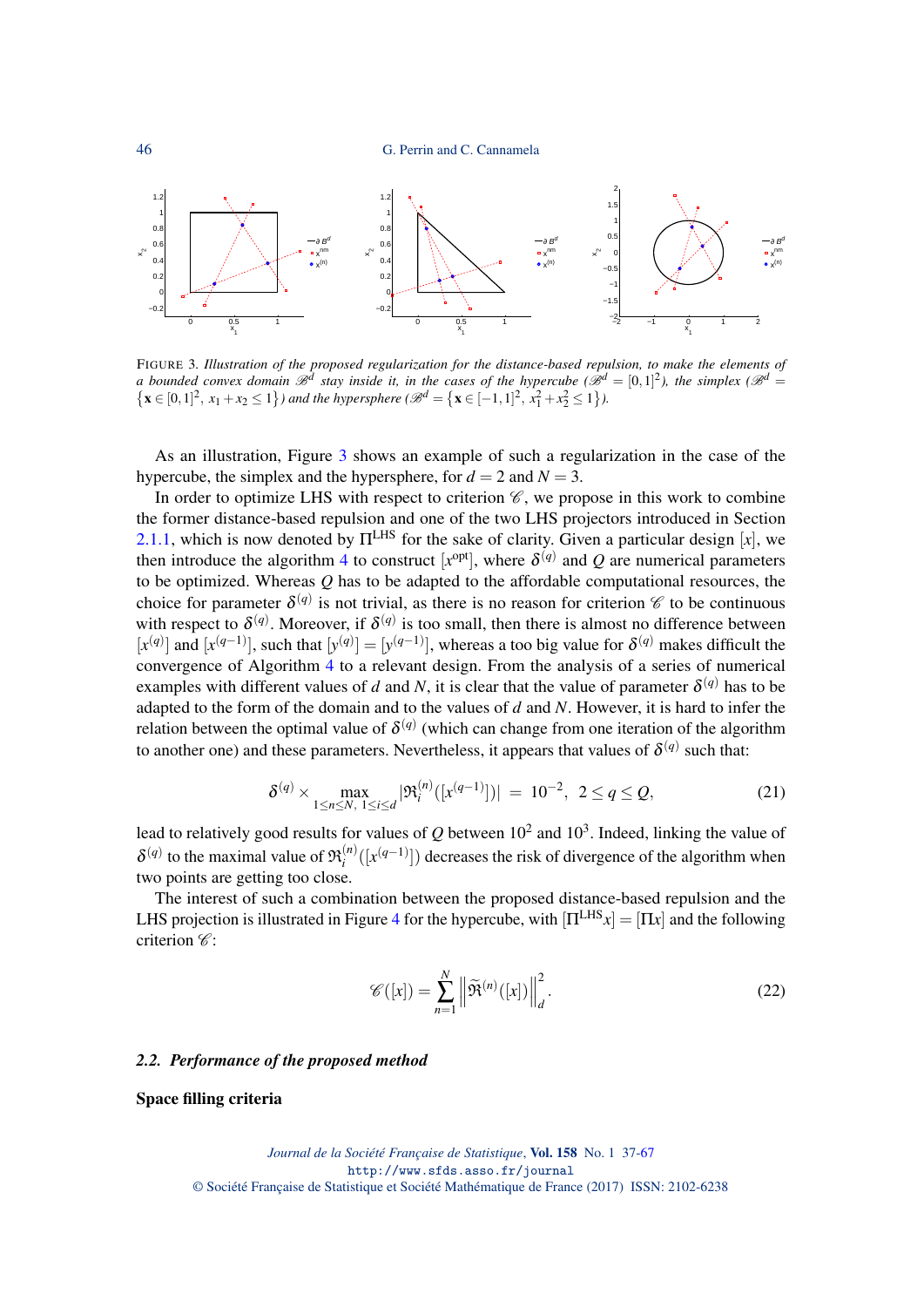FIGURE 3. *Illustration of the proposed regularization for the distance-based repulsion, to make the elements of a bounded convex domain $\mathscr{B}^d$ stay inside it, in the cases of the hypercube ($\mathscr{B}^d = [0,1]^2$), the simplex ($\mathscr{B}^d = \{\mathbf{x} \in [0,1]^2,\ x_1 + x_2 \leq 1\}$) and the hypersphere ($\mathscr{B}^d = \{\mathbf{x} \in [-1,1]^2,\ x_1^2 + x_2^2 \leq 1\}$).*

As an illustration, Figure 3 shows an example of such a regularization in the case of the hypercube, the simplex and the hypersphere, for $d = 2$ and $N = 3$.

In order to optimize LHS with respect to criterion $\mathscr{C}$, we propose in this work to combine the former distance-based repulsion and one of the two LHS projectors introduced in Section 2.1.1, which is now denoted by $\Pi^{\mathrm{LHS}}$ for the sake of clarity. Given a particular design $[x]$, we then introduce the algorithm 4 to construct $[x^{\mathrm{opt}}]$, where $\delta^{(q)}$ and $Q$ are numerical parameters to be optimized. Whereas $Q$ has to be adapted to the affordable computational resources, the choice for parameter $\delta^{(q)}$ is not trivial, as there is no reason for criterion $\mathscr{C}$ to be continuous with respect to $\delta^{(q)}$. Moreover, if $\delta^{(q)}$ is too small, then there is almost no difference between $[x^{(q)}]$ and $[x^{(q-1)}]$, such that $[y^{(q)}] = [y^{(q-1)}]$, whereas a too big value for $\delta^{(q)}$ makes difficult the convergence of Algorithm 4 to a relevant design. From the analysis of a series of numerical examples with different values of $d$ and $N$, it is clear that the value of parameter $\delta^{(q)}$ has to be adapted to the form of the domain and to the values of $d$ and $N$. However, it is hard to infer the relation between the optimal value of $\delta^{(q)}$ (which can change from one iteration of the algorithm to another one) and these parameters. Nevertheless, it appears that values of $\delta^{(q)}$ such that:

$$\delta^{(q)} \times \max_{1 \leq n \leq N,\ 1 \leq i \leq d} |\mathfrak{R}_i^{(n)}([x^{(q-1)}])| = 10^{-2}, \quad 2 \leq q \leq Q, \tag{21}$$

lead to relatively good results for values of $Q$ between $10^2$ and $10^3$. Indeed, linking the value of $\delta^{(q)}$ to the maximal value of $\mathfrak{R}_i^{(n)}([x^{(q-1)}])$ decreases the risk of divergence of the algorithm when two points are getting too close.

The interest of such a combination between the proposed distance-based repulsion and the LHS projection is illustrated in Figure 4 for the hypercube, with $[\Pi^{\mathrm{LHS}} x] = [\Pi x]$ and the following criterion $\mathscr{C}$:

$$\mathscr{C}([x]) = \sum_{n=1}^{N} \left\| \widetilde{\mathfrak{R}}^{(n)}([x]) \right\|_d^2. \tag{22}$$

## 2.2. *Performance of the proposed method*

**Space filling criteria**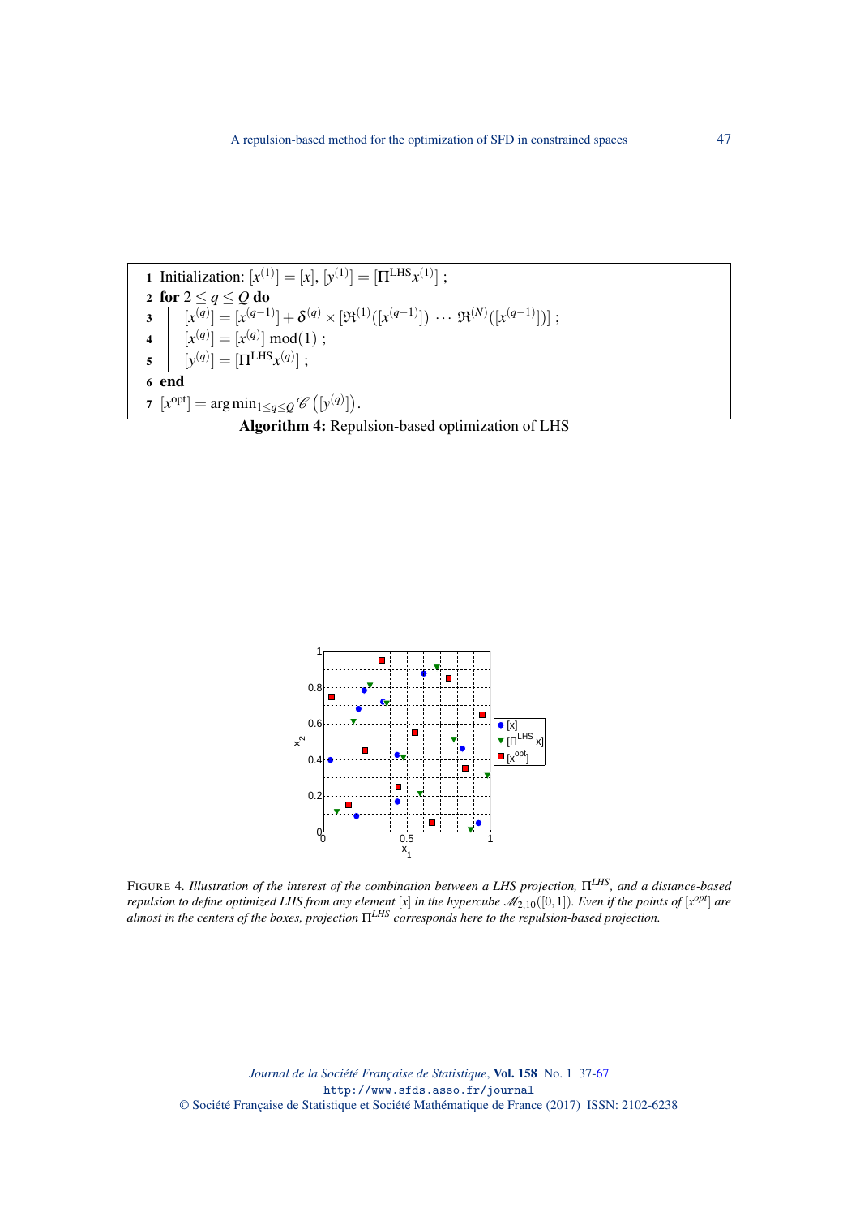1 Initialization: $[x^{(1)}] = [x]$, $[y^{(1)}] = [\Pi^{\mathrm{LHS}} x^{(1)}]$ ;
2 **for** $2 \leq q \leq Q$ **do**
3 $\quad [x^{(q)}] = [x^{(q-1)}] + \delta^{(q)} \times [\mathfrak{R}^{(1)}([x^{(q-1)}]) \, \cdots \, \mathfrak{R}^{(N)}([x^{(q-1)}])]$ ;
4 $\quad [x^{(q)}] = [x^{(q)}] \bmod(1)$ ;
5 $\quad [y^{(q)}] = [\Pi^{\mathrm{LHS}} x^{(q)}]$ ;
6 **end**
7 $[x^{\mathrm{opt}}] = \arg\min_{1 \leq q \leq Q} \mathscr{C}\left([y^{(q)}]\right)$.

**Algorithm 4:** Repulsion-based optimization of LHS

FIGURE 4. *Illustration of the interest of the combination between a LHS projection, $\Pi^{LHS}$, and a distance-based repulsion to define optimized LHS from any element $[x]$ in the hypercube $\mathscr{M}_{2,10}([0,1])$. Even if the points of $[x^{opt}]$ are almost in the centers of the boxes, projection $\Pi^{LHS}$ corresponds here to the repulsion-based projection.*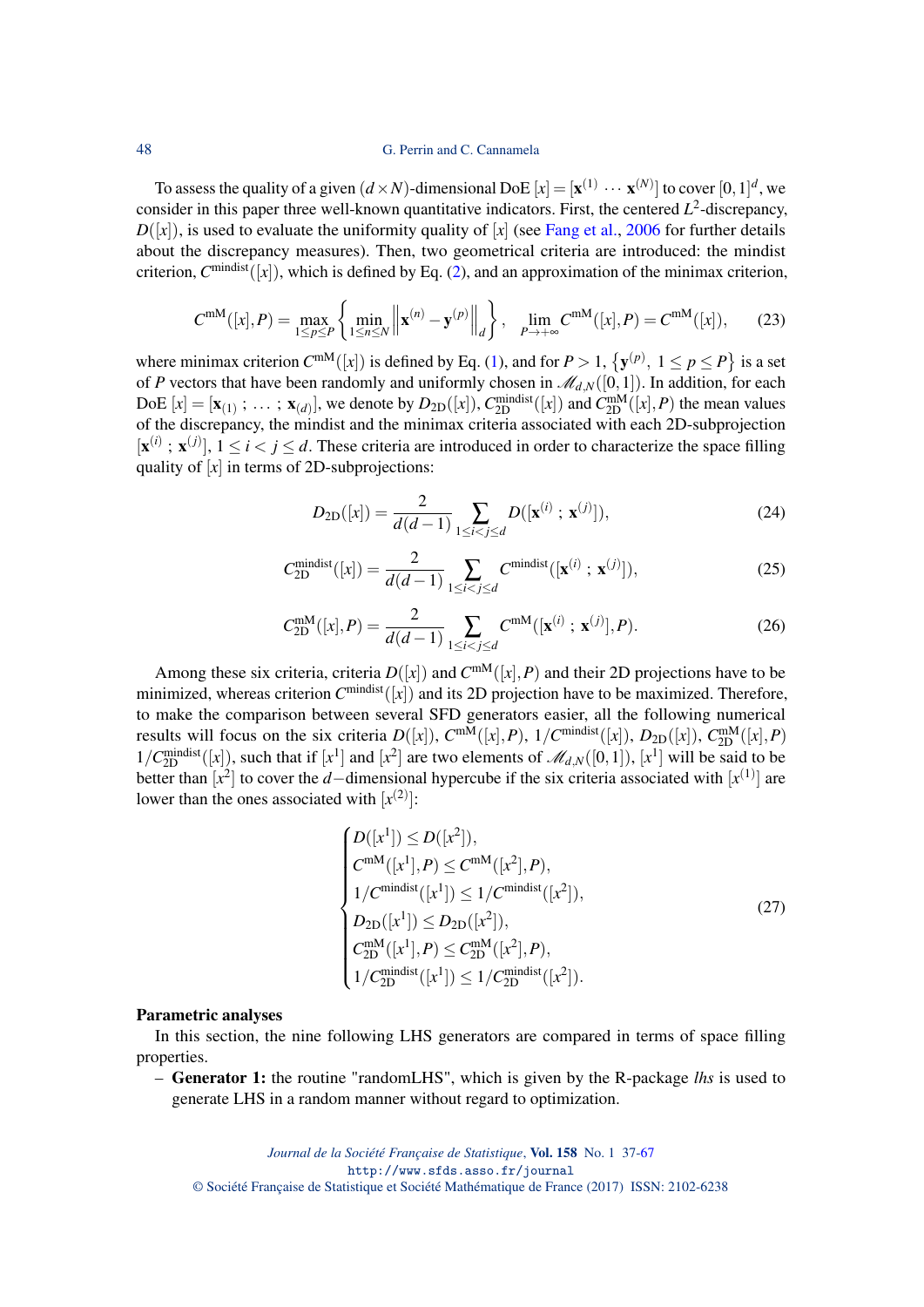To assess the quality of a given $(d \times N)$-dimensional DoE $[x] = [\mathbf{x}^{(1)} \cdots \mathbf{x}^{(N)}]$ to cover $[0,1]^d$, we consider in this paper three well-known quantitative indicators. First, the centered $L^2$-discrepancy, $D([x])$, is used to evaluate the uniformity quality of $[x]$ (see Fang et al., 2006 for further details about the discrepancy measures). Then, two geometrical criteria are introduced: the mindist criterion, $C^{\text{mindist}}([x])$, which is defined by Eq. (2), and an approximation of the minimax criterion,

$$C^{\text{mM}}([x],P) = \max_{1 \leq p \leq P} \left\{ \min_{1 \leq n \leq N} \left\| \mathbf{x}^{(n)} - \mathbf{y}^{(p)} \right\|_d \right\}, \quad \lim_{P \to +\infty} C^{\text{mM}}([x],P) = C^{\text{mM}}([x]), \tag{23}$$

where minimax criterion $C^{\text{mM}}([x])$ is defined by Eq. (1), and for $P > 1$, $\left\{\mathbf{y}^{(p)},\ 1 \leq p \leq P\right\}$ is a set of $P$ vectors that have been randomly and uniformly chosen in $\mathscr{M}_{d,N}([0,1])$. In addition, for each DoE $[x] = [\mathbf{x}_{(1)}\ ;\ \dots\ ;\ \mathbf{x}_{(d)}]$, we denote by $D_{\text{2D}}([x])$, $C_{\text{2D}}^{\text{mindist}}([x])$ and $C_{\text{2D}}^{\text{mM}}([x],P)$ the mean values of the discrepancy, the mindist and the minimax criteria associated with each 2D-subprojection $[\mathbf{x}^{(i)}\ ;\ \mathbf{x}^{(j)}]$, $1 \leq i < j \leq d$. These criteria are introduced in order to characterize the space filling quality of $[x]$ in terms of 2D-subprojections:

$$D_{\text{2D}}([x]) = \frac{2}{d(d-1)} \sum_{1 \leq i < j \leq d} D([\mathbf{x}^{(i)}\ ;\ \mathbf{x}^{(j)}]), \tag{24}$$

$$C_{\text{2D}}^{\text{mindist}}([x]) = \frac{2}{d(d-1)} \sum_{1 \leq i < j \leq d} C^{\text{mindist}}([\mathbf{x}^{(i)}\ ;\ \mathbf{x}^{(j)}]), \tag{25}$$

$$C_{\text{2D}}^{\text{mM}}([x],P) = \frac{2}{d(d-1)} \sum_{1 \leq i < j \leq d} C^{\text{mM}}([\mathbf{x}^{(i)}\ ;\ \mathbf{x}^{(j)}],P). \tag{26}$$

Among these six criteria, criteria $D([x])$ and $C^{\text{mM}}([x],P)$ and their 2D projections have to be minimized, whereas criterion $C^{\text{mindist}}([x])$ and its 2D projection have to be maximized. Therefore, to make the comparison between several SFD generators easier, all the following numerical results will focus on the six criteria $D([x])$, $C^{\text{mM}}([x],P)$, $1/C^{\text{mindist}}([x])$, $D_{\text{2D}}([x])$, $C_{\text{2D}}^{\text{mM}}([x],P)$ $1/C_{\text{2D}}^{\text{mindist}}([x])$, such that if $[x^1]$ and $[x^2]$ are two elements of $\mathscr{M}_{d,N}([0,1])$, $[x^1]$ will be said to be better than $[x^2]$ to cover the $d-$dimensional hypercube if the six criteria associated with $[x^{(1)}]$ are lower than the ones associated with $[x^{(2)}]$:

$$\begin{cases} D([x^1]) \leq D([x^2]), \\ C^{\text{mM}}([x^1],P) \leq C^{\text{mM}}([x^2],P), \\ 1/C^{\text{mindist}}([x^1]) \leq 1/C^{\text{mindist}}([x^2]), \\ D_{\text{2D}}([x^1]) \leq D_{\text{2D}}([x^2]), \\ C_{\text{2D}}^{\text{mM}}([x^1],P) \leq C_{\text{2D}}^{\text{mM}}([x^2],P), \\ 1/C_{\text{2D}}^{\text{mindist}}([x^1]) \leq 1/C_{\text{2D}}^{\text{mindist}}([x^2]). \end{cases} \tag{27}$$

**Parametric analyses**

In this section, the nine following LHS generators are compared in terms of space filling properties.

- **Generator 1:** the routine "randomLHS", which is given by the R-package *lhs* is used to generate LHS in a random manner without regard to optimization.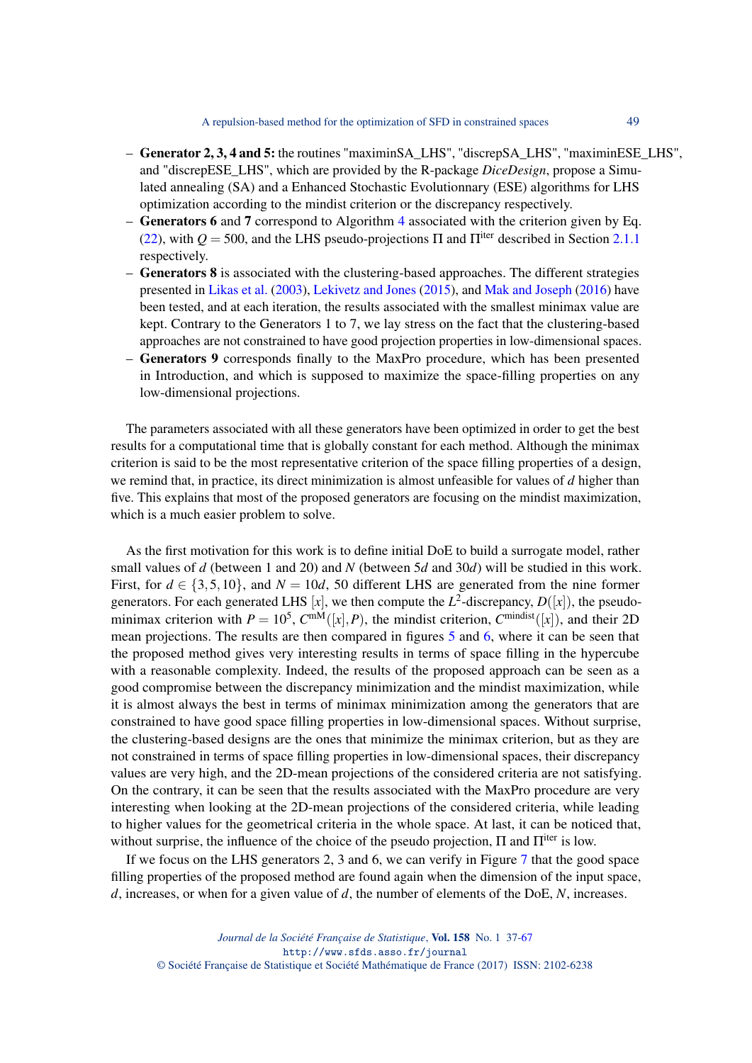- **Generator 2, 3, 4 and 5:** the routines "maximinSA_LHS", "discrepSA_LHS", "maximinESE_LHS", and "discrepESE_LHS", which are provided by the R-package *DiceDesign*, propose a Simulated annealing (SA) and a Enhanced Stochastic Evolutionnary (ESE) algorithms for LHS optimization according to the mindist criterion or the discrepancy respectively.
- **Generators 6** and **7** correspond to Algorithm 4 associated with the criterion given by Eq. (22), with $Q = 500$, and the LHS pseudo-projections $\Pi$ and $\Pi^{\text{iter}}$ described in Section 2.1.1 respectively.
- **Generators 8** is associated with the clustering-based approaches. The different strategies presented in Likas et al. (2003), Lekivetz and Jones (2015), and Mak and Joseph (2016) have been tested, and at each iteration, the results associated with the smallest minimax value are kept. Contrary to the Generators 1 to 7, we lay stress on the fact that the clustering-based approaches are not constrained to have good projection properties in low-dimensional spaces.
- **Generators 9** corresponds finally to the MaxPro procedure, which has been presented in Introduction, and which is supposed to maximize the space-filling properties on any low-dimensional projections.

The parameters associated with all these generators have been optimized in order to get the best results for a computational time that is globally constant for each method. Although the minimax criterion is said to be the most representative criterion of the space filling properties of a design, we remind that, in practice, its direct minimization is almost unfeasible for values of $d$ higher than five. This explains that most of the proposed generators are focusing on the mindist maximization, which is a much easier problem to solve.

As the first motivation for this work is to define initial DoE to build a surrogate model, rather small values of $d$ (between 1 and 20) and $N$ (between $5d$ and $30d$) will be studied in this work. First, for $d \in \{3,5,10\}$, and $N = 10d$, 50 different LHS are generated from the nine former generators. For each generated LHS $[x]$, we then compute the $L^2$-discrepancy, $D([x])$, the pseudo-minimax criterion with $P = 10^5$, $C^{\text{mM}}([x],P)$, the mindist criterion, $C^{\text{mindist}}([x])$, and their 2D mean projections. The results are then compared in figures 5 and 6, where it can be seen that the proposed method gives very interesting results in terms of space filling in the hypercube with a reasonable complexity. Indeed, the results of the proposed approach can be seen as a good compromise between the discrepancy minimization and the mindist maximization, while it is almost always the best in terms of minimax minimization among the generators that are constrained to have good space filling properties in low-dimensional spaces. Without surprise, the clustering-based designs are the ones that minimize the minimax criterion, but as they are not constrained in terms of space filling properties in low-dimensional spaces, their discrepancy values are very high, and the 2D-mean projections of the considered criteria are not satisfying. On the contrary, it can be seen that the results associated with the MaxPro procedure are very interesting when looking at the 2D-mean projections of the considered criteria, while leading to higher values for the geometrical criteria in the whole space. At last, it can be noticed that, without surprise, the influence of the choice of the pseudo projection, $\Pi$ and $\Pi^{\text{iter}}$ is low.

If we focus on the LHS generators 2, 3 and 6, we can verify in Figure 7 that the good space filling properties of the proposed method are found again when the dimension of the input space, $d$, increases, or when for a given value of $d$, the number of elements of the DoE, $N$, increases.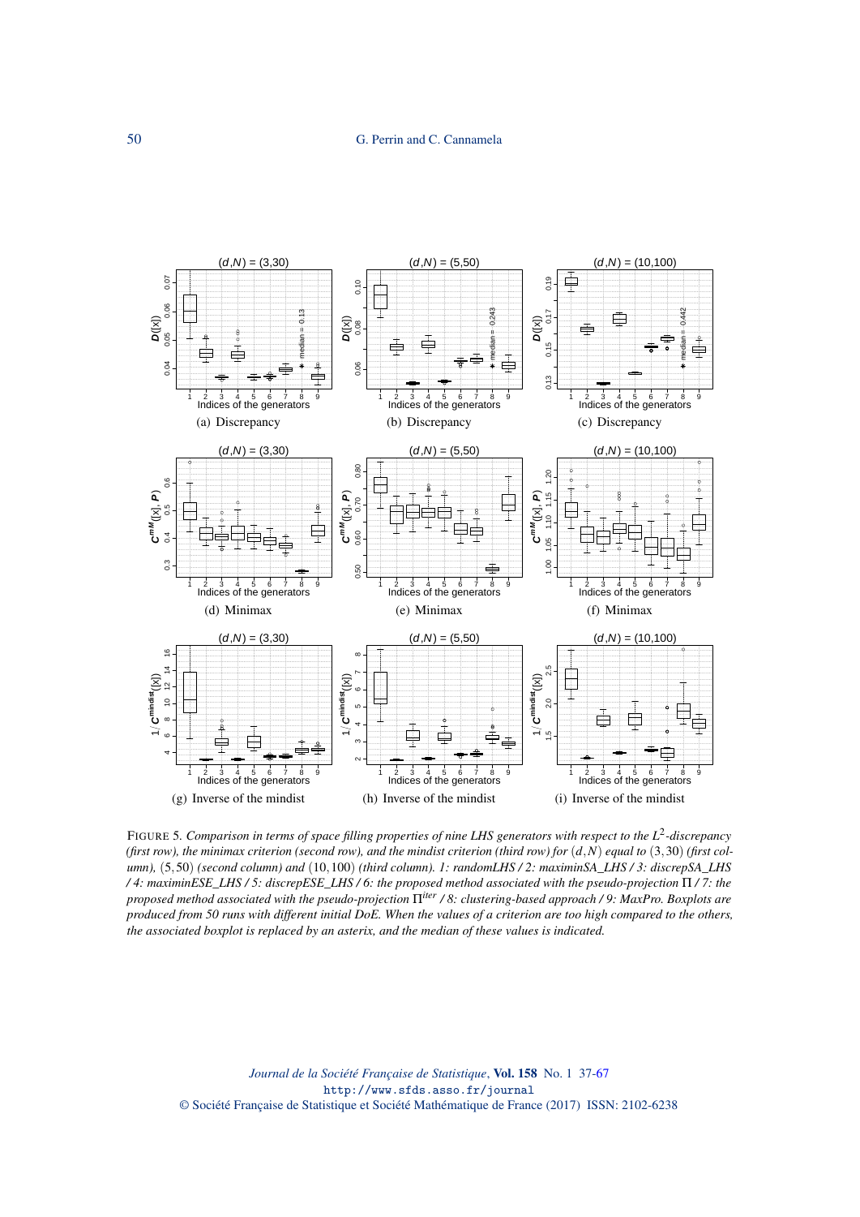(a) Discrepancy (b) Discrepancy (c) Discrepancy

(d) Minimax (e) Minimax (f) Minimax

(g) Inverse of the mindist (h) Inverse of the mindist (i) Inverse of the mindist

FIGURE 5. *Comparison in terms of space filling properties of nine LHS generators with respect to the $L^2$-discrepancy (first row), the minimax criterion (second row), and the mindist criterion (third row) for $(d,N)$ equal to $(3,30)$ (first column), $(5,50)$ (second column) and $(10,100)$ (third column). 1: randomLHS / 2: maximinSA_LHS / 3: discrepSA_LHS / 4: maximinESE_LHS / 5: discrepESE_LHS / 6: the proposed method associated with the pseudo-projection $\Pi$ / 7: the proposed method associated with the pseudo-projection $\Pi^{iter}$ / 8: clustering-based approach / 9: MaxPro. Boxplots are produced from 50 runs with different initial DoE. When the values of a criterion are too high compared to the others, the associated boxplot is replaced by an asterix, and the median of these values is indicated.*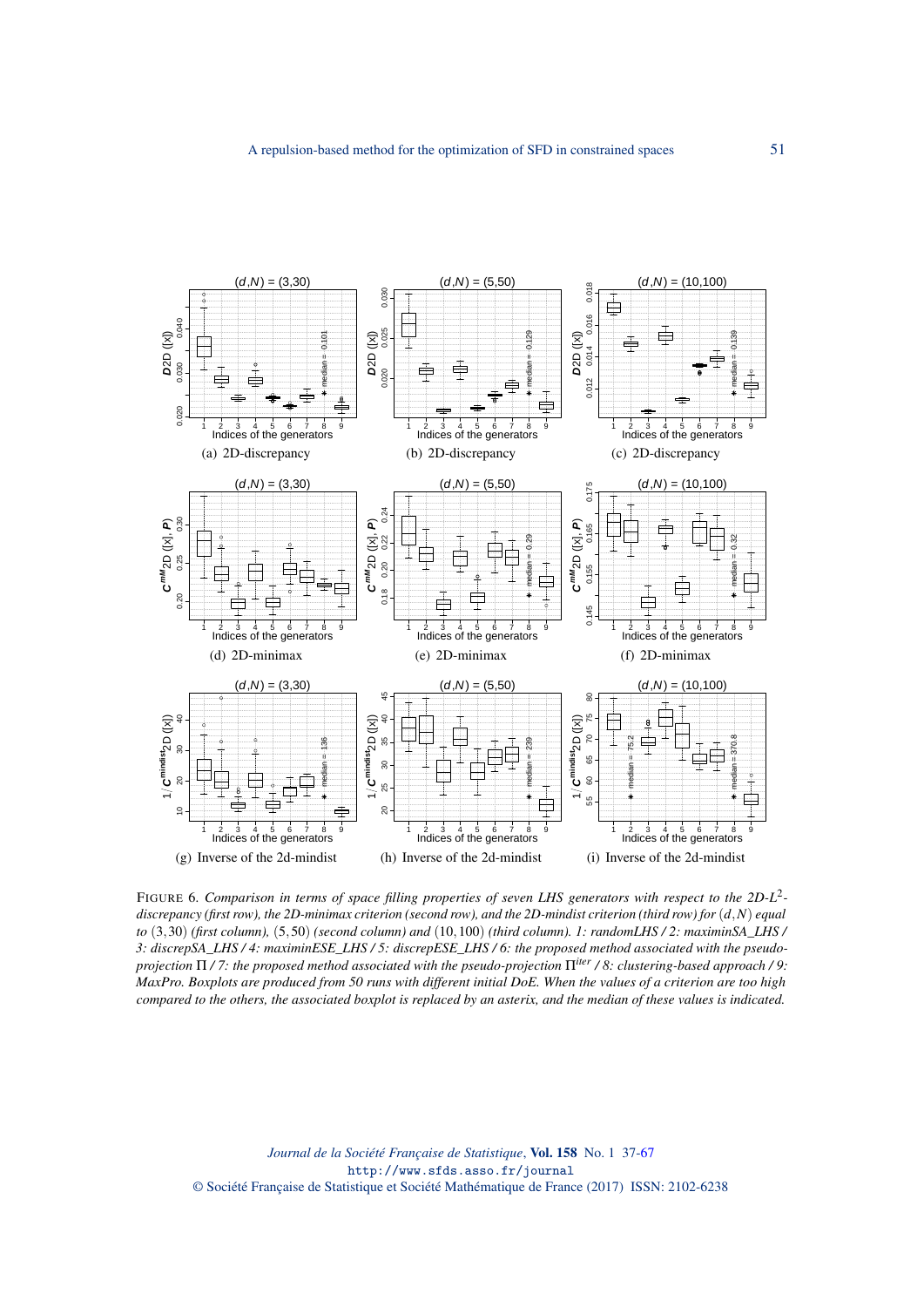(a) 2D-discrepancy (b) 2D-discrepancy (c) 2D-discrepancy

(d) 2D-minimax (e) 2D-minimax (f) 2D-minimax

(g) Inverse of the 2d-mindist (h) Inverse of the 2d-mindist (i) Inverse of the 2d-mindist

FIGURE 6. *Comparison in terms of space filling properties of seven LHS generators with respect to the 2D-$L^2$-discrepancy (first row), the 2D-minimax criterion (second row), and the 2D-mindist criterion (third row) for $(d,N)$ equal to $(3,30)$ (first column), $(5,50)$ (second column) and $(10,100)$ (third column). 1: randomLHS / 2: maximinSA_LHS / 3: discrepSA_LHS / 4: maximinESE_LHS / 5: discrepESE_LHS / 6: the proposed method associated with the pseudo-projection $\Pi$ / 7: the proposed method associated with the pseudo-projection $\Pi^{iter}$ / 8: clustering-based approach / 9: MaxPro. Boxplots are produced from 50 runs with different initial DoE. When the values of a criterion are too high compared to the others, the associated boxplot is replaced by an asterix, and the median of these values is indicated.*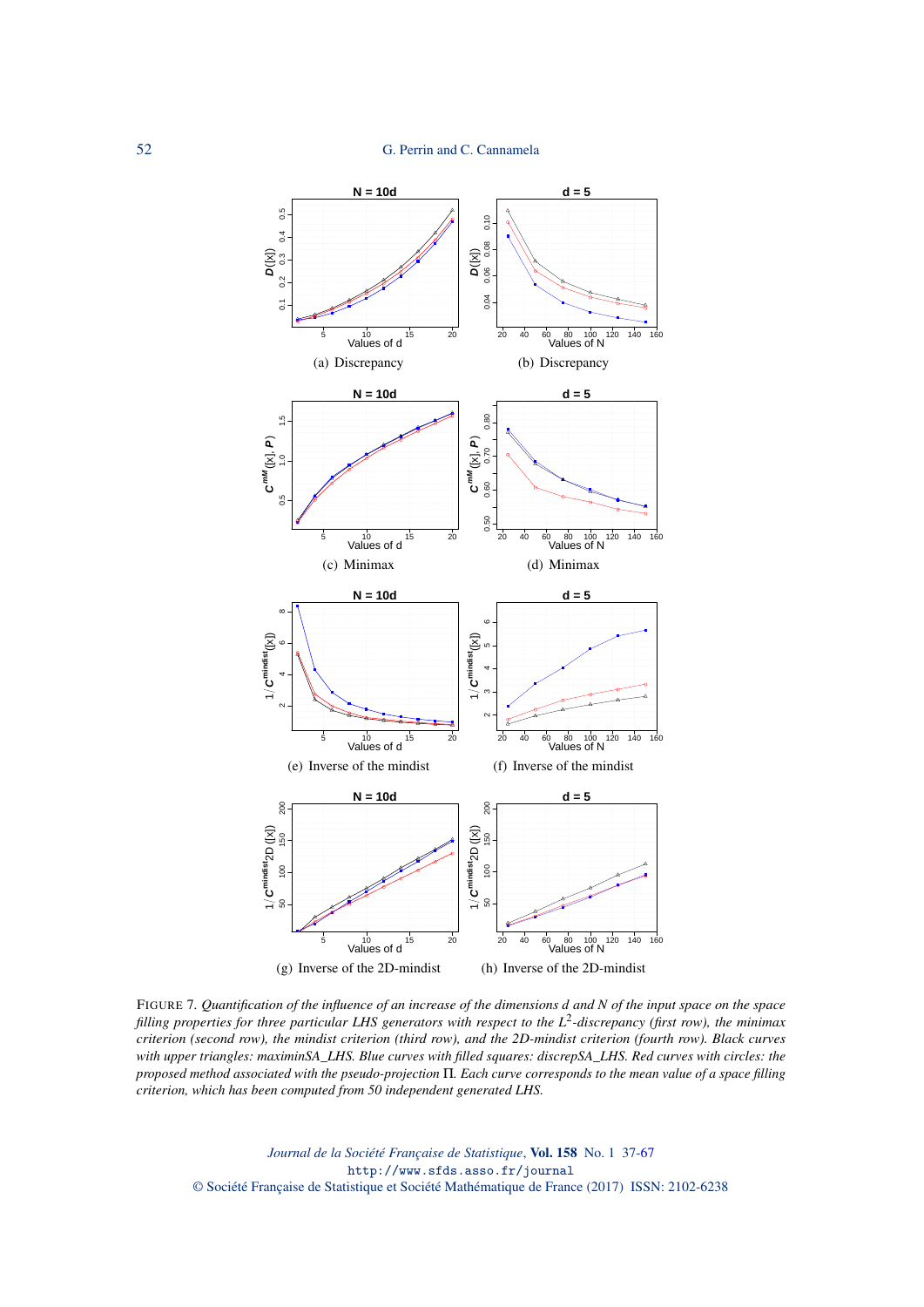(a) Discrepancy

(b) Discrepancy

(c) Minimax

(d) Minimax

(e) Inverse of the mindist

(f) Inverse of the mindist

(g) Inverse of the 2D-mindist

(h) Inverse of the 2D-mindist

FIGURE 7. *Quantification of the influence of an increase of the dimensions d and N of the input space on the space filling properties for three particular LHS generators with respect to the $L^2$-discrepancy (first row), the minimax criterion (second row), the mindist criterion (third row), and the 2D-mindist criterion (fourth row). Black curves with upper triangles: maximinSA_LHS. Blue curves with filled squares: discrepSA_LHS. Red curves with circles: the proposed method associated with the pseudo-projection $\Pi$. Each curve corresponds to the mean value of a space filling criterion, which has been computed from 50 independent generated LHS.*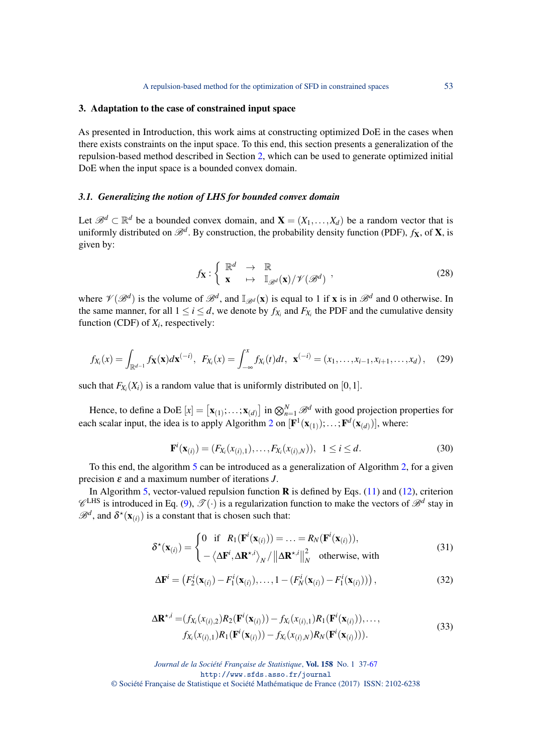## 3. Adaptation to the case of constrained input space

As presented in Introduction, this work aims at constructing optimized DoE in the cases when there exists constraints on the input space. To this end, this section presents a generalization of the repulsion-based method described in Section 2, which can be used to generate optimized initial DoE when the input space is a bounded convex domain.

### 3.1. Generalizing the notion of LHS for bounded convex domain

Let $\mathscr{B}^d \subset \mathbb{R}^d$ be a bounded convex domain, and $\mathbf{X} = (X_1, \ldots, X_d)$ be a random vector that is uniformly distributed on $\mathscr{B}^d$. By construction, the probability density function (PDF), $f_{\mathbf{X}}$, of $\mathbf{X}$, is given by:

$$
f_{\mathbf{X}} : \left\{ \begin{array}{lcl} \mathbb{R}^d & \to & \mathbb{R} \\ \mathbf{x} & \mapsto & \mathbb{I}_{\mathscr{B}^d}(\mathbf{x}) / \mathscr{V}(\mathscr{B}^d) \end{array} \right. , \tag{28}
$$

where $\mathscr{V}(\mathscr{B}^d)$ is the volume of $\mathscr{B}^d$, and $\mathbb{I}_{\mathscr{B}^d}(\mathbf{x})$ is equal to 1 if $\mathbf{x}$ is in $\mathscr{B}^d$ and 0 otherwise. In the same manner, for all $1 \leq i \leq d$, we denote by $f_{X_i}$ and $F_{X_i}$ the PDF and the cumulative density function (CDF) of $X_i$, respectively:

$$
f_{X_i}(x) = \int_{\mathbb{R}^{d-1}} f_{\mathbf{X}}(\mathbf{x}) d\mathbf{x}^{(-i)}, \;\; F_{X_i}(x) = \int_{-\infty}^{x} f_{X_i}(t) dt, \;\; \mathbf{x}^{(-i)} = (x_1, \ldots, x_{i-1}, x_{i+1}, \ldots, x_d), \tag{29}
$$

such that $F_{X_i}(X_i)$ is a random value that is uniformly distributed on $[0,1]$.

Hence, to define a DoE $[x] = \left[\mathbf{x}_{(1)}; \ldots; \mathbf{x}_{(d)}\right]$ in $\bigotimes_{n=1}^{N} \mathscr{B}^d$ with good projection properties for each scalar input, the idea is to apply Algorithm 2 on $[\mathbf{F}^1(\mathbf{x}_{(1)}); \ldots; \mathbf{F}^d(\mathbf{x}_{(d)})]$, where:

$$
\mathbf{F}^i(\mathbf{x}_{(i)}) = (F_{X_i}(x_{(i),1}), \ldots, F_{X_i}(x_{(i),N})), \;\; 1 \leq i \leq d. \tag{30}
$$

To this end, the algorithm 5 can be introduced as a generalization of Algorithm 2, for a given precision $\varepsilon$ and a maximum number of iterations $J$.

In Algorithm 5, vector-valued repulsion function $\mathbf{R}$ is defined by Eqs. (11) and (12), criterion $\mathscr{C}^{\mathrm{LHS}}$ is introduced in Eq. (9), $\mathscr{T}(\cdot)$ is a regularization function to make the vectors of $\mathscr{B}^d$ stay in $\mathscr{B}^d$, and $\delta^{\star}(\mathbf{x}_{(i)})$ is a constant that is chosen such that:

$$
\delta^{\star}(\mathbf{x}_{(i)}) = \begin{cases} 0 & \text{if} \;\; R_1(\mathbf{F}^i(\mathbf{x}_{(i)})) = \ldots = R_N(\mathbf{F}^i(\mathbf{x}_{(i)})), \\ -\left\langle \Delta \mathbf{F}^i, \Delta \mathbf{R}^{\star,i} \right\rangle_N / \left\| \Delta \mathbf{R}^{\star,i} \right\|_N^2 & \text{otherwise, with} \end{cases} \tag{31}
$$

$$
\Delta \mathbf{F}^i = \left( F_2^i(\mathbf{x}_{(i)}) - F_1^i(\mathbf{x}_{(i)}), \ldots, 1 - (F_N^i(\mathbf{x}_{(i)}) - F_1^i(\mathbf{x}_{(i)})) \right), \tag{32}
$$

$$
\begin{aligned} \Delta \mathbf{R}^{\star,i} = & (f_{X_i}(x_{(i),2}) R_2(\mathbf{F}^i(\mathbf{x}_{(i)})) - f_{X_i}(x_{(i),1}) R_1(\mathbf{F}^i(\mathbf{x}_{(i)})), \ldots, \\ & f_{X_i}(x_{(i),1}) R_1(\mathbf{F}^i(\mathbf{x}_{(i)})) - f_{X_i}(x_{(i),N}) R_N(\mathbf{F}^i(\mathbf{x}_{(i)}))). \end{aligned} \tag{33}
$$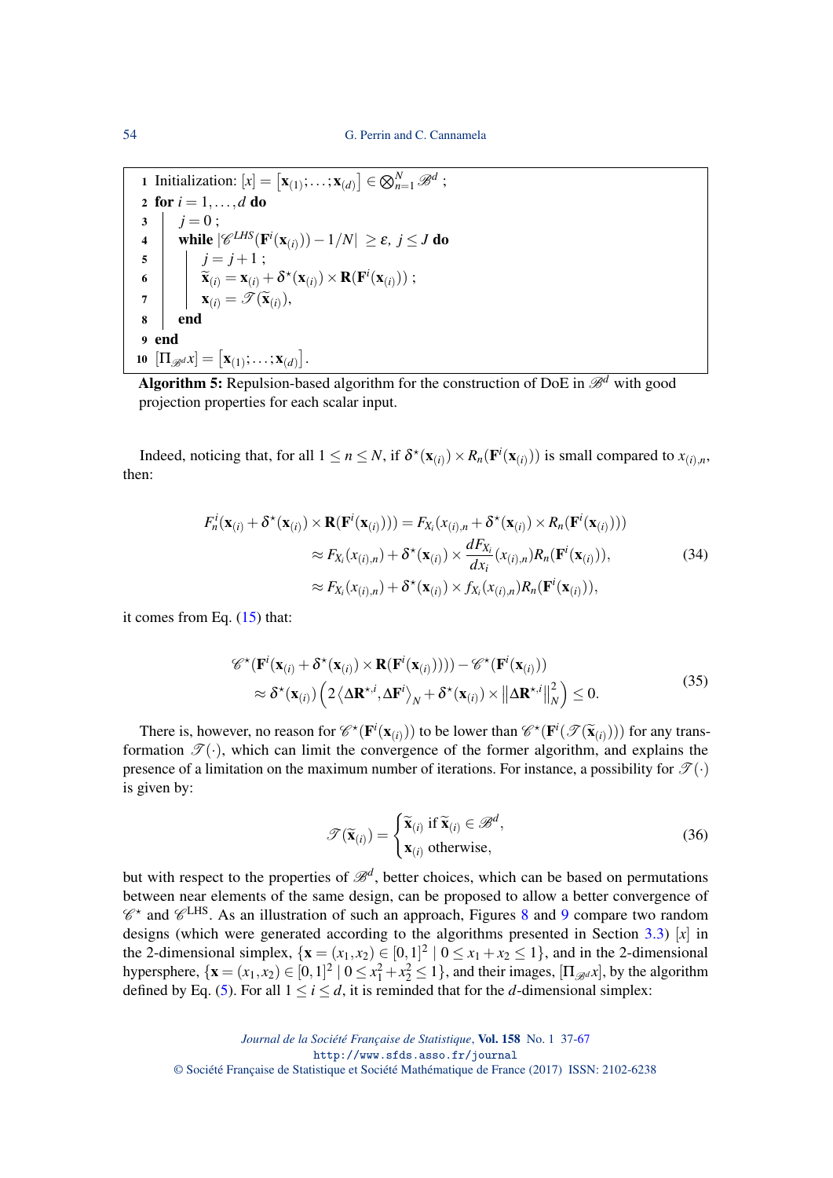```
1  Initialization: [x] = [x_(1); ... ; x_(d)] ∈ ⊗_{n=1}^{N} 𝒮^d ;
2  for i = 1, ..., d do
3  |   j = 0 ;
4  |   while |𝒞^{LHS}(F^i(x_(i))) − 1/N| ≥ ε, j ≤ J do
5  |   |   j = j + 1 ;
6  |   |   x̃_(i) = x_(i) + δ*(x_(i)) × R(F^i(x_(i))) ;
7  |   |   x_(i) = 𝒯(x̃_(i)),
8  |   end
9  end
10 [Π_{𝒮^d} x] = [x_(1); ... ; x_(d)].
```

**Algorithm 5:** Repulsion-based algorithm for the construction of DoE in $\mathscr{B}^d$ with good projection properties for each scalar input.

Indeed, noticing that, for all $1 \leq n \leq N$, if $\delta^\star(\mathbf{x}_{(i)}) \times R_n(\mathbf{F}^i(\mathbf{x}_{(i)}))$ is small compared to $x_{(i),n}$, then:

$$
\begin{aligned}
F_n^i(\mathbf{x}_{(i)} + \delta^\star(\mathbf{x}_{(i)}) \times \mathbf{R}(\mathbf{F}^i(\mathbf{x}_{(i)}))) &= F_{X_i}(x_{(i),n} + \delta^\star(\mathbf{x}_{(i)}) \times R_n(\mathbf{F}^i(\mathbf{x}_{(i)}))) \\
&\approx F_{X_i}(x_{(i),n}) + \delta^\star(\mathbf{x}_{(i)}) \times \frac{dF_{X_i}}{dx_i}(x_{(i),n}) R_n(\mathbf{F}^i(\mathbf{x}_{(i)})), \\
&\approx F_{X_i}(x_{(i),n}) + \delta^\star(\mathbf{x}_{(i)}) \times f_{X_i}(x_{(i),n}) R_n(\mathbf{F}^i(\mathbf{x}_{(i)})),
\end{aligned}
\tag{34}
$$

it comes from Eq. (15) that:

$$
\begin{aligned}
&\mathscr{C}^\star(\mathbf{F}^i(\mathbf{x}_{(i)} + \delta^\star(\mathbf{x}_{(i)}) \times \mathbf{R}(\mathbf{F}^i(\mathbf{x}_{(i)})))) - \mathscr{C}^\star(\mathbf{F}^i(\mathbf{x}_{(i)})) \\
&\quad \approx \delta^\star(\mathbf{x}_{(i)}) \left( 2 \left\langle \Delta \mathbf{R}^{\star,i}, \Delta \mathbf{F}^i \right\rangle_N + \delta^\star(\mathbf{x}_{(i)}) \times \left\| \Delta \mathbf{R}^{\star,i} \right\|_N^2 \right) \leq 0.
\end{aligned}
\tag{35}
$$

There is, however, no reason for $\mathscr{C}^\star(\mathbf{F}^i(\mathbf{x}_{(i)}))$ to be lower than $\mathscr{C}^\star(\mathbf{F}^i(\mathscr{T}(\widetilde{\mathbf{x}}_{(i)})))$ for any transformation $\mathscr{T}(\cdot)$, which can limit the convergence of the former algorithm, and explains the presence of a limitation on the maximum number of iterations. For instance, a possibility for $\mathscr{T}(\cdot)$ is given by:

$$
\mathscr{T}(\widetilde{\mathbf{x}}_{(i)}) = \begin{cases} \widetilde{\mathbf{x}}_{(i)} \text{ if } \widetilde{\mathbf{x}}_{(i)} \in \mathscr{B}^d, \\ \mathbf{x}_{(i)} \text{ otherwise}, \end{cases}
\tag{36}
$$

but with respect to the properties of $\mathscr{B}^d$, better choices, which can be based on permutations between near elements of the same design, can be proposed to allow a better convergence of $\mathscr{C}^\star$ and $\mathscr{C}^{\text{LHS}}$. As an illustration of such an approach, Figures 8 and 9 compare two random designs (which were generated according to the algorithms presented in Section 3.3) $[x]$ in the 2-dimensional simplex, $\{\mathbf{x} = (x_1, x_2) \in [0,1]^2 \mid 0 \leq x_1 + x_2 \leq 1\}$, and in the 2-dimensional hypersphere, $\{\mathbf{x} = (x_1, x_2) \in [0,1]^2 \mid 0 \leq x_1^2 + x_2^2 \leq 1\}$, and their images, $[\Pi_{\mathscr{B}^d} x]$, by the algorithm defined by Eq. (5). For all $1 \leq i \leq d$, it is reminded that for the $d$-dimensional simplex: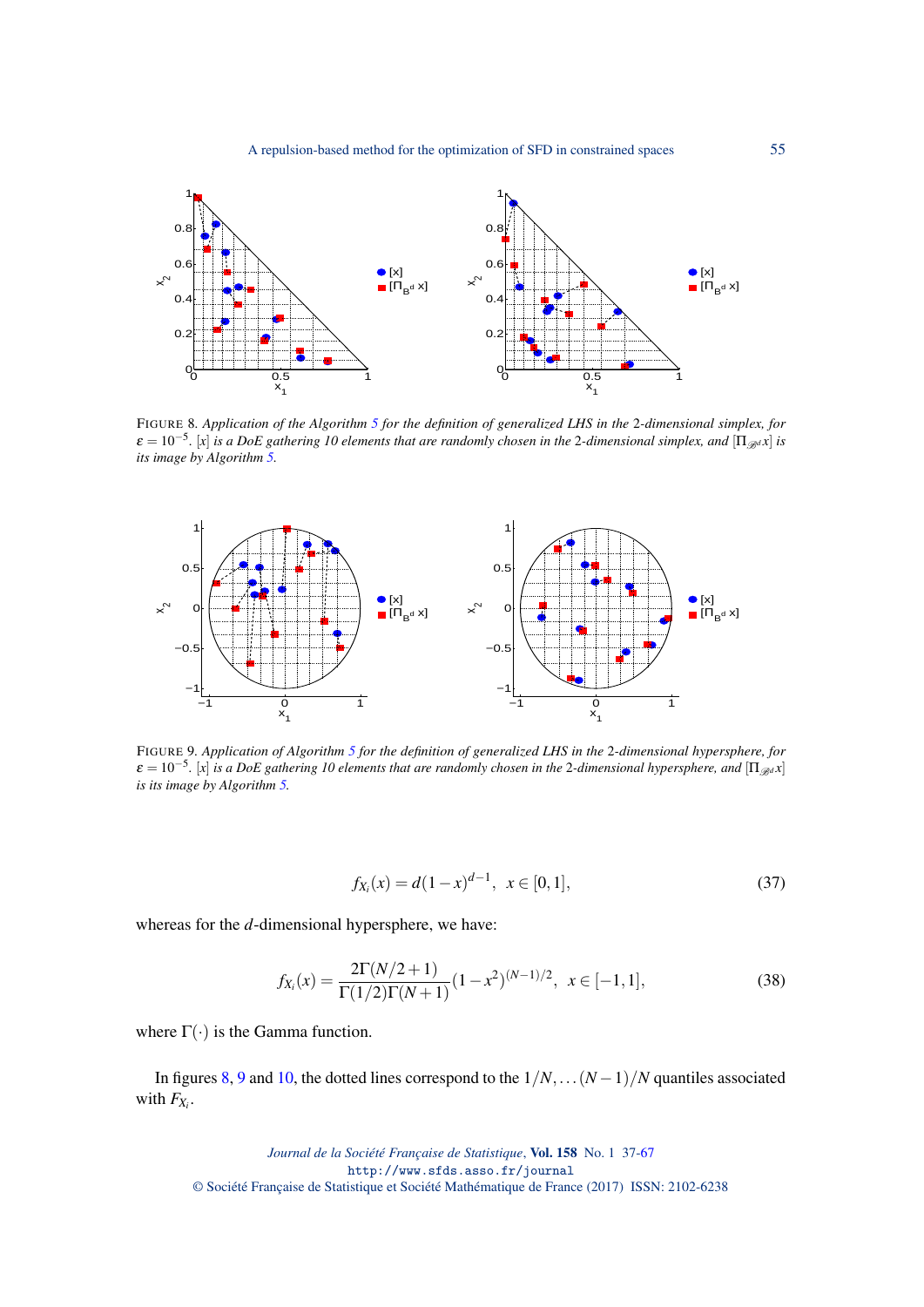FIGURE 8. *Application of the Algorithm 5 for the definition of generalized LHS in the* 2*-dimensional simplex, for* $\varepsilon = 10^{-5}$. $[x]$ *is a DoE gathering 10 elements that are randomly chosen in the* 2*-dimensional simplex, and* $[\Pi_{\mathscr{B}^d} x]$ *is its image by Algorithm 5.*

FIGURE 9. *Application of Algorithm 5 for the definition of generalized LHS in the* 2*-dimensional hypersphere, for* $\varepsilon = 10^{-5}$. $[x]$ *is a DoE gathering 10 elements that are randomly chosen in the* 2*-dimensional hypersphere, and* $[\Pi_{\mathscr{B}^d} x]$ *is its image by Algorithm 5.*

$$f_{X_i}(x) = d(1-x)^{d-1}, \quad x \in [0,1], \tag{37}$$

whereas for the $d$-dimensional hypersphere, we have:

$$f_{X_i}(x) = \frac{2\Gamma(N/2+1)}{\Gamma(1/2)\Gamma(N+1)}(1-x^2)^{(N-1)/2}, \quad x \in [-1,1], \tag{38}$$

where $\Gamma(\cdot)$ is the Gamma function.

In figures 8, 9 and 10, the dotted lines correspond to the $1/N, \dots (N-1)/N$ quantiles associated with $F_{X_i}$.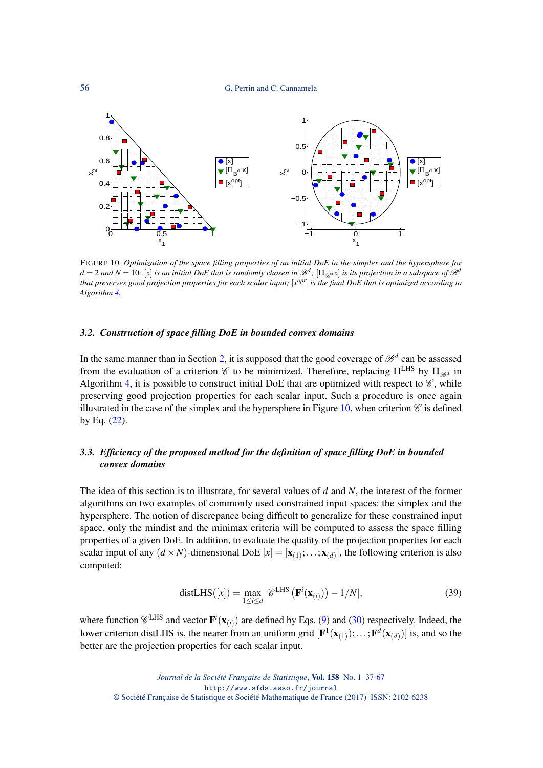FIGURE 10. *Optimization of the space filling properties of an initial DoE in the simplex and the hypersphere for $d = 2$ and $N = 10$: $[x]$ is an initial DoE that is randomly chosen in $\mathscr{B}^d$; $[\Pi_{\mathscr{B}^d} x]$ is its projection in a subspace of $\mathscr{B}^d$ that preserves good projection properties for each scalar input; $[x^{opt}]$ is the final DoE that is optimized according to Algorithm 4.*

### 3.2. Construction of space filling DoE in bounded convex domains

In the same manner than in Section 2, it is supposed that the good coverage of $\mathscr{B}^d$ can be assessed from the evaluation of a criterion $\mathscr{C}$ to be minimized. Therefore, replacing $\Pi^{\mathrm{LHS}}$ by $\Pi_{\mathscr{B}^d}$ in Algorithm 4, it is possible to construct initial DoE that are optimized with respect to $\mathscr{C}$, while preserving good projection properties for each scalar input. Such a procedure is once again illustrated in the case of the simplex and the hypersphere in Figure 10, when criterion $\mathscr{C}$ is defined by Eq. (22).

### 3.3. Efficiency of the proposed method for the definition of space filling DoE in bounded convex domains

The idea of this section is to illustrate, for several values of $d$ and $N$, the interest of the former algorithms on two examples of commonly used constrained input spaces: the simplex and the hypersphere. The notion of discrepance being difficult to generalize for these constrained input space, only the mindist and the minimax criteria will be computed to assess the space filling properties of a given DoE. In addition, to evaluate the quality of the projection properties for each scalar input of any $(d \times N)$-dimensional DoE $[x] = [\mathbf{x}_{(1)}; \ldots; \mathbf{x}_{(d)}]$, the following criterion is also computed:

$$\mathrm{distLHS}([x]) = \max_{1 \leq i \leq d} |\mathscr{C}^{\mathrm{LHS}}\left(\mathbf{F}^i(\mathbf{x}_{(i)})\right) - 1/N|, \tag{39}$$

where function $\mathscr{C}^{\mathrm{LHS}}$ and vector $\mathbf{F}^i(\mathbf{x}_{(i)})$ are defined by Eqs. (9) and (30) respectively. Indeed, the lower criterion distLHS is, the nearer from an uniform grid $[\mathbf{F}^1(\mathbf{x}_{(1)}); \ldots; \mathbf{F}^d(\mathbf{x}_{(d)})]$ is, and so the better are the projection properties for each scalar input.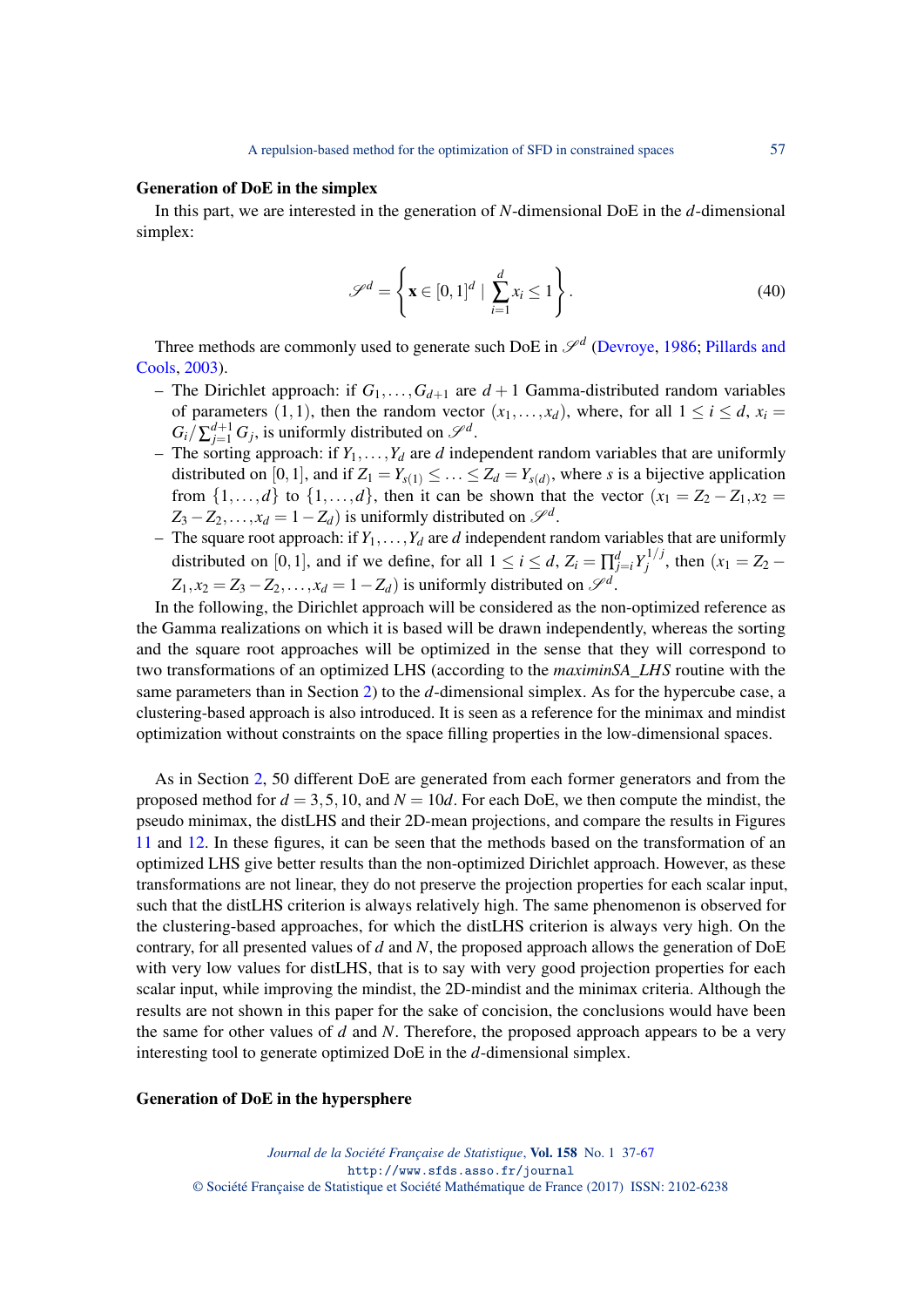### Generation of DoE in the simplex

In this part, we are interested in the generation of $N$-dimensional DoE in the $d$-dimensional simplex:

$$\mathscr{S}^d = \left\{ \mathbf{x} \in [0,1]^d \mid \sum_{i=1}^{d} x_i \leq 1 \right\}. \tag{40}$$

Three methods are commonly used to generate such DoE in $\mathscr{S}^d$ (Devroye, 1986; Pillards and Cools, 2003).

- The Dirichlet approach: if $G_1, \ldots, G_{d+1}$ are $d+1$ Gamma-distributed random variables of parameters $(1,1)$, then the random vector $(x_1, \ldots, x_d)$, where, for all $1 \leq i \leq d$, $x_i = G_i / \sum_{j=1}^{d+1} G_j$, is uniformly distributed on $\mathscr{S}^d$.
- The sorting approach: if $Y_1, \ldots, Y_d$ are $d$ independent random variables that are uniformly distributed on $[0,1]$, and if $Z_1 = Y_{s(1)} \leq \ldots \leq Z_d = Y_{s(d)}$, where $s$ is a bijective application from $\{1, \ldots, d\}$ to $\{1, \ldots, d\}$, then it can be shown that the vector $(x_1 = Z_2 - Z_1, x_2 = Z_3 - Z_2, \ldots, x_d = 1 - Z_d)$ is uniformly distributed on $\mathscr{S}^d$.
- The square root approach: if $Y_1, \ldots, Y_d$ are $d$ independent random variables that are uniformly distributed on $[0,1]$, and if we define, for all $1 \leq i \leq d$, $Z_i = \prod_{j=i}^{d} Y_j^{1/j}$, then $(x_1 = Z_2 - Z_1, x_2 = Z_3 - Z_2, \ldots, x_d = 1 - Z_d)$ is uniformly distributed on $\mathscr{S}^d$.

In the following, the Dirichlet approach will be considered as the non-optimized reference as the Gamma realizations on which it is based will be drawn independently, whereas the sorting and the square root approaches will be optimized in the sense that they will correspond to two transformations of an optimized LHS (according to the *maximinSA_LHS* routine with the same parameters than in Section 2) to the $d$-dimensional simplex. As for the hypercube case, a clustering-based approach is also introduced. It is seen as a reference for the minimax and mindist optimization without constraints on the space filling properties in the low-dimensional spaces.

As in Section 2, 50 different DoE are generated from each former generators and from the proposed method for $d = 3, 5, 10$, and $N = 10d$. For each DoE, we then compute the mindist, the pseudo minimax, the distLHS and their 2D-mean projections, and compare the results in Figures 11 and 12. In these figures, it can be seen that the methods based on the transformation of an optimized LHS give better results than the non-optimized Dirichlet approach. However, as these transformations are not linear, they do not preserve the projection properties for each scalar input, such that the distLHS criterion is always relatively high. The same phenomenon is observed for the clustering-based approaches, for which the distLHS criterion is always very high. On the contrary, for all presented values of $d$ and $N$, the proposed approach allows the generation of DoE with very low values for distLHS, that is to say with very good projection properties for each scalar input, while improving the mindist, the 2D-mindist and the minimax criteria. Although the results are not shown in this paper for the sake of concision, the conclusions would have been the same for other values of $d$ and $N$. Therefore, the proposed approach appears to be a very interesting tool to generate optimized DoE in the $d$-dimensional simplex.

### Generation of DoE in the hypersphere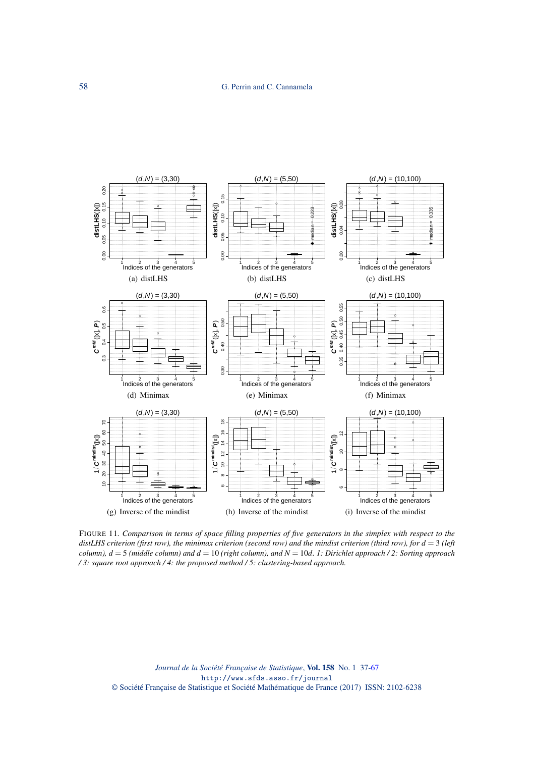FIGURE 11. *Comparison in terms of space filling properties of five generators in the simplex with respect to the distLHS criterion (first row), the minimax criterion (second row) and the mindist criterion (third row), for $d = 3$ (left column), $d = 5$ (middle column) and $d = 10$ (right column), and $N = 10d$. 1: Dirichlet approach / 2: Sorting approach / 3: square root approach / 4: the proposed method / 5: clustering-based approach.*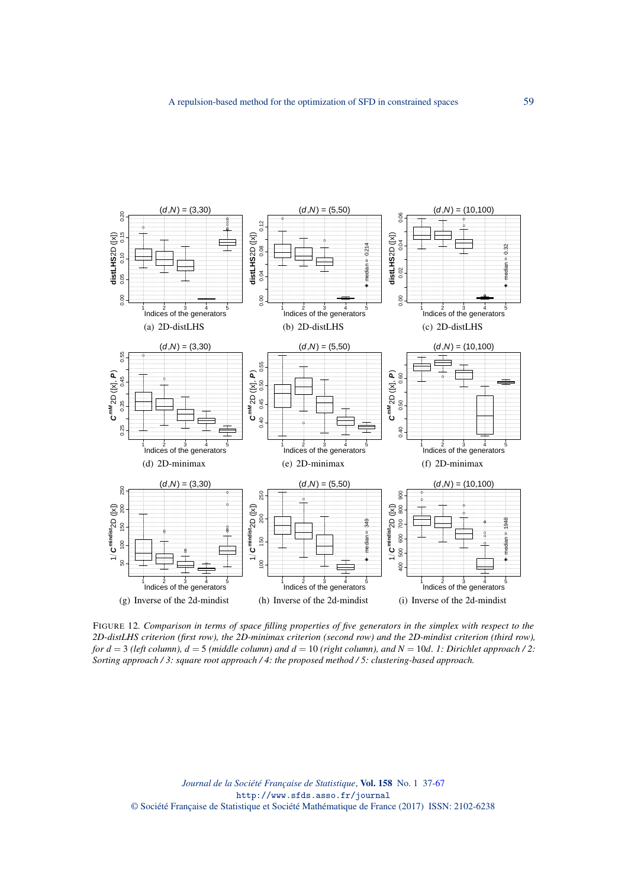(a) 2D-distLHS

(b) 2D-distLHS

(c) 2D-distLHS

(d) 2D-minimax

(e) 2D-minimax

(f) 2D-minimax

(g) Inverse of the 2d-mindist

(h) Inverse of the 2d-mindist

(i) Inverse of the 2d-mindist

FIGURE 12. *Comparison in terms of space filling properties of five generators in the simplex with respect to the 2D-distLHS criterion (first row), the 2D-minimax criterion (second row) and the 2D-mindist criterion (third row), for $d = 3$ (left column), $d = 5$ (middle column) and $d = 10$ (right column), and $N = 10d$. 1: Dirichlet approach / 2: Sorting approach / 3: square root approach / 4: the proposed method / 5: clustering-based approach.*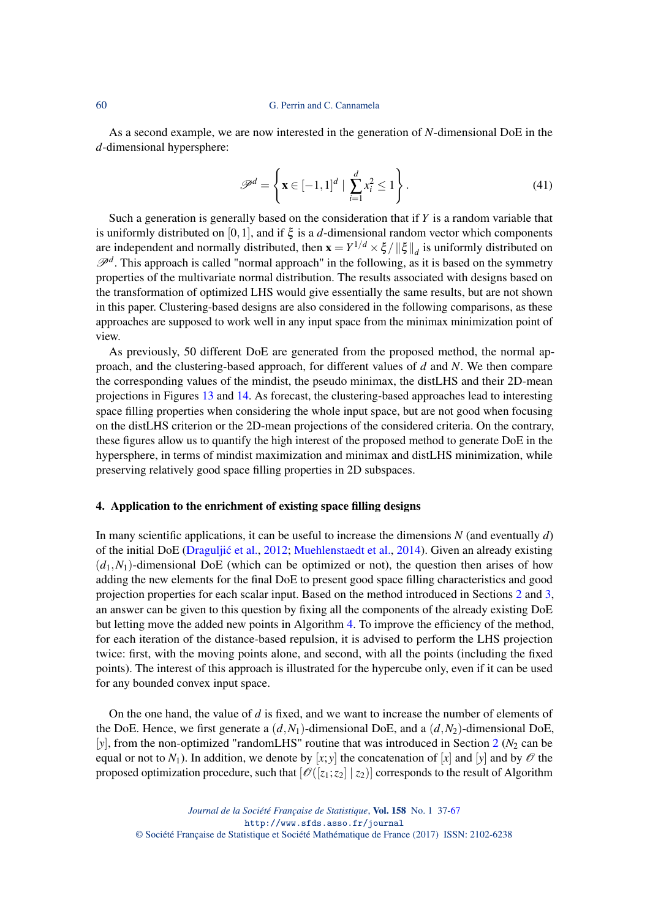As a second example, we are now interested in the generation of $N$-dimensional DoE in the $d$-dimensional hypersphere:

$$\mathscr{P}^d = \left\{ \mathbf{x} \in [-1,1]^d \mid \sum_{i=1}^{d} x_i^2 \leq 1 \right\}. \tag{41}$$

Such a generation is generally based on the consideration that if $Y$ is a random variable that is uniformly distributed on $[0,1]$, and if $\xi$ is a $d$-dimensional random vector which components are independent and normally distributed, then $\mathbf{x} = Y^{1/d} \times \xi / \|\xi\|_d$ is uniformly distributed on $\mathscr{P}^d$. This approach is called "normal approach" in the following, as it is based on the symmetry properties of the multivariate normal distribution. The results associated with designs based on the transformation of optimized LHS would give essentially the same results, but are not shown in this paper. Clustering-based designs are also considered in the following comparisons, as these approaches are supposed to work well in any input space from the minimax minimization point of view.

As previously, 50 different DoE are generated from the proposed method, the normal approach, and the clustering-based approach, for different values of $d$ and $N$. We then compare the corresponding values of the mindist, the pseudo minimax, the distLHS and their 2D-mean projections in Figures 13 and 14. As forecast, the clustering-based approaches lead to interesting space filling properties when considering the whole input space, but are not good when focusing on the distLHS criterion or the 2D-mean projections of the considered criteria. On the contrary, these figures allow us to quantify the high interest of the proposed method to generate DoE in the hypersphere, in terms of mindist maximization and minimax and distLHS minimization, while preserving relatively good space filling properties in 2D subspaces.

## 4. Application to the enrichment of existing space filling designs

In many scientific applications, it can be useful to increase the dimensions $N$ (and eventually $d$) of the initial DoE (Draguljić et al., 2012; Muehlenstaedt et al., 2014). Given an already existing $(d_1, N_1)$-dimensional DoE (which can be optimized or not), the question then arises of how adding the new elements for the final DoE to present good space filling characteristics and good projection properties for each scalar input. Based on the method introduced in Sections 2 and 3, an answer can be given to this question by fixing all the components of the already existing DoE but letting move the added new points in Algorithm 4. To improve the efficiency of the method, for each iteration of the distance-based repulsion, it is advised to perform the LHS projection twice: first, with the moving points alone, and second, with all the points (including the fixed points). The interest of this approach is illustrated for the hypercube only, even if it can be used for any bounded convex input space.

On the one hand, the value of $d$ is fixed, and we want to increase the number of elements of the DoE. Hence, we first generate a $(d, N_1)$-dimensional DoE, and a $(d, N_2)$-dimensional DoE, $[y]$, from the non-optimized "randomLHS" routine that was introduced in Section 2 ($N_2$ can be equal or not to $N_1$). In addition, we denote by $[x; y]$ the concatenation of $[x]$ and $[y]$ and by $\mathscr{O}$ the proposed optimization procedure, such that $[\mathscr{O}([z_1; z_2] \mid z_2)]$ corresponds to the result of Algorithm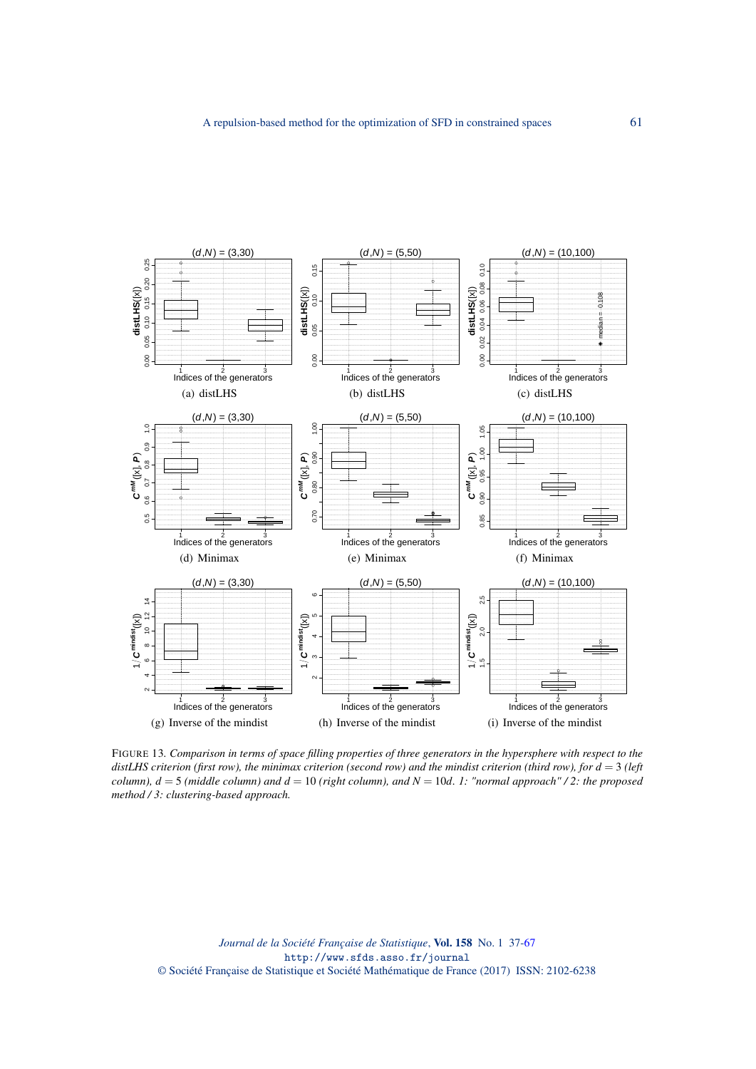FIGURE 13. *Comparison in terms of space filling properties of three generators in the hypersphere with respect to the distLHS criterion (first row), the minimax criterion (second row) and the mindist criterion (third row), for $d = 3$ (left column), $d = 5$ (middle column) and $d = 10$ (right column), and $N = 10d$. 1: "normal approach" / 2: the proposed method / 3: clustering-based approach.*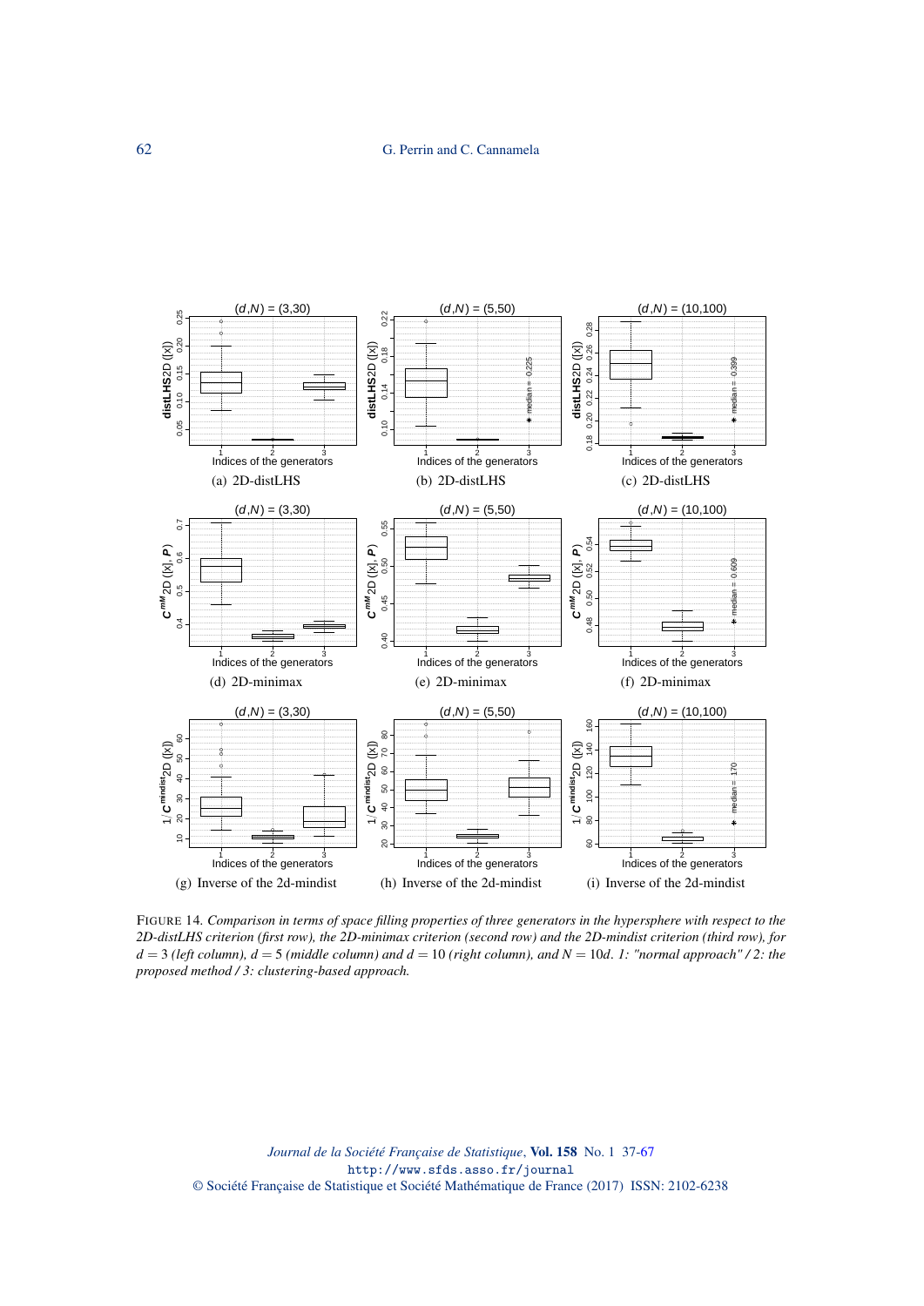FIGURE 14. *Comparison in terms of space filling properties of three generators in the hypersphere with respect to the 2D-distLHS criterion (first row), the 2D-minimax criterion (second row) and the 2D-mindist criterion (third row), for $d = 3$ (left column), $d = 5$ (middle column) and $d = 10$ (right column), and $N = 10d$. 1: "normal approach" / 2: the proposed method / 3: clustering-based approach.*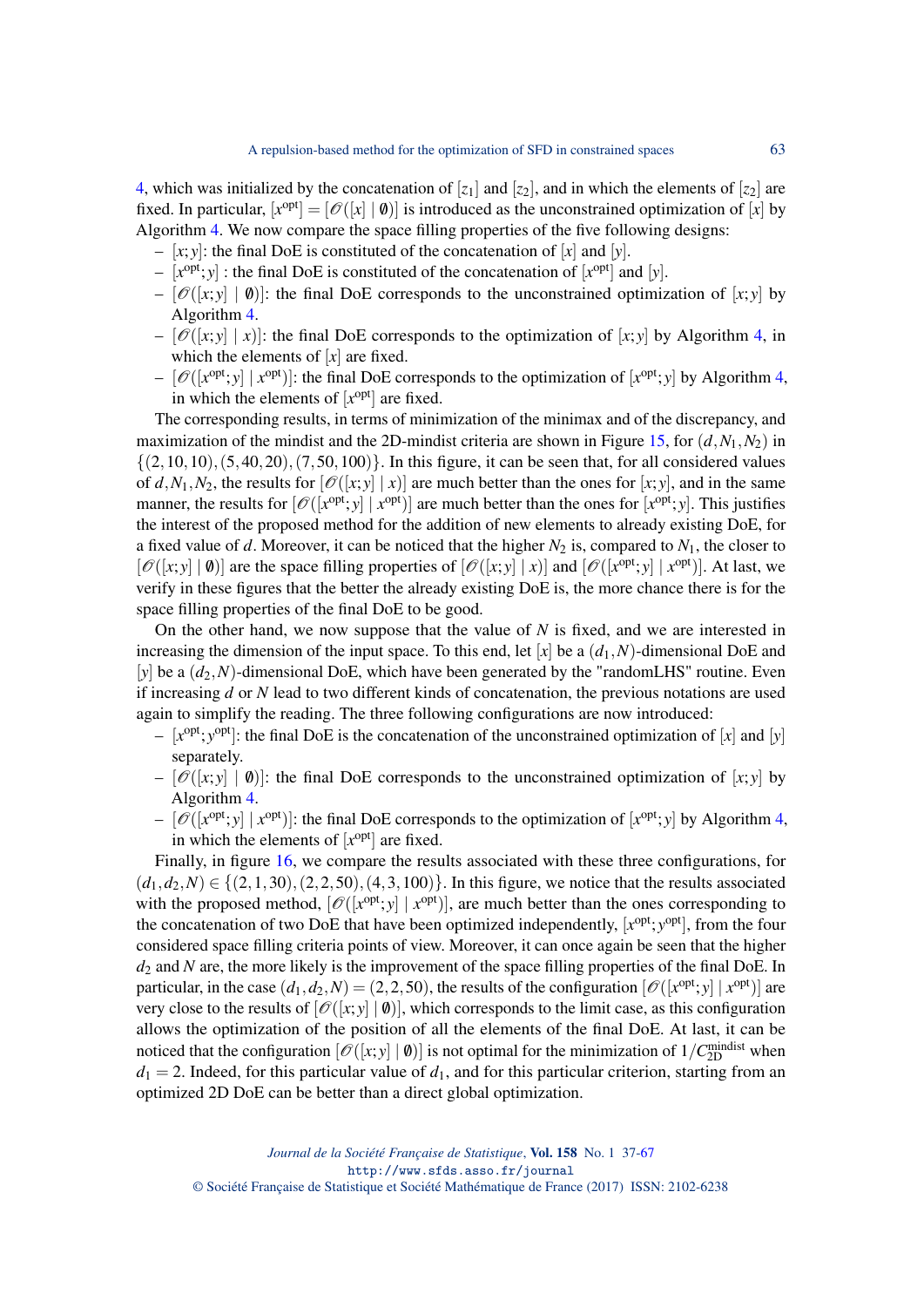4, which was initialized by the concatenation of $[z_1]$ and $[z_2]$, and in which the elements of $[z_2]$ are fixed. In particular, $[x^{\text{opt}}] = [\mathscr{O}([x] \mid \emptyset)]$ is introduced as the unconstrained optimization of $[x]$ by Algorithm 4. We now compare the space filling properties of the five following designs:

- $[x;y]$: the final DoE is constituted of the concatenation of $[x]$ and $[y]$.
- $[x^{\text{opt}};y]$ : the final DoE is constituted of the concatenation of $[x^{\text{opt}}]$ and $[y]$.
- $[\mathscr{O}([x;y] \mid \emptyset)]$: the final DoE corresponds to the unconstrained optimization of $[x;y]$ by Algorithm 4.
- $[\mathscr{O}([x;y] \mid x)]$: the final DoE corresponds to the optimization of $[x;y]$ by Algorithm 4, in which the elements of $[x]$ are fixed.
- $[\mathscr{O}([x^{\text{opt}};y] \mid x^{\text{opt}})]$: the final DoE corresponds to the optimization of $[x^{\text{opt}};y]$ by Algorithm 4, in which the elements of $[x^{\text{opt}}]$ are fixed.

The corresponding results, in terms of minimization of the minimax and of the discrepancy, and maximization of the mindist and the 2D-mindist criteria are shown in Figure 15, for $(d,N_1,N_2)$ in $\{(2,10,10),(5,40,20),(7,50,100)\}$. In this figure, it can be seen that, for all considered values of $d,N_1,N_2$, the results for $[\mathscr{O}([x;y] \mid x)]$ are much better than the ones for $[x;y]$, and in the same manner, the results for $[\mathscr{O}([x^{\text{opt}};y] \mid x^{\text{opt}})]$ are much better than the ones for $[x^{\text{opt}};y]$. This justifies the interest of the proposed method for the addition of new elements to already existing DoE, for a fixed value of $d$. Moreover, it can be noticed that the higher $N_2$ is, compared to $N_1$, the closer to $[\mathscr{O}([x;y] \mid \emptyset)]$ are the space filling properties of $[\mathscr{O}([x;y] \mid x)]$ and $[\mathscr{O}([x^{\text{opt}};y] \mid x^{\text{opt}})]$. At last, we verify in these figures that the better the already existing DoE is, the more chance there is for the space filling properties of the final DoE to be good.

On the other hand, we now suppose that the value of $N$ is fixed, and we are interested in increasing the dimension of the input space. To this end, let $[x]$ be a $(d_1,N)$-dimensional DoE and $[y]$ be a $(d_2,N)$-dimensional DoE, which have been generated by the "randomLHS" routine. Even if increasing $d$ or $N$ lead to two different kinds of concatenation, the previous notations are used again to simplify the reading. The three following configurations are now introduced:

- $[x^{\text{opt}};y^{\text{opt}}]$: the final DoE is the concatenation of the unconstrained optimization of $[x]$ and $[y]$ separately.
- $[\mathscr{O}([x;y] \mid \emptyset)]$: the final DoE corresponds to the unconstrained optimization of $[x;y]$ by Algorithm 4.
- $[\mathscr{O}([x^{\text{opt}};y] \mid x^{\text{opt}})]$: the final DoE corresponds to the optimization of $[x^{\text{opt}};y]$ by Algorithm 4, in which the elements of $[x^{\text{opt}}]$ are fixed.

Finally, in figure 16, we compare the results associated with these three configurations, for $(d_1,d_2,N) \in \{(2,1,30),(2,2,50),(4,3,100)\}$. In this figure, we notice that the results associated with the proposed method, $[\mathscr{O}([x^{\text{opt}};y] \mid x^{\text{opt}})]$, are much better than the ones corresponding to the concatenation of two DoE that have been optimized independently, $[x^{\text{opt}};y^{\text{opt}}]$, from the four considered space filling criteria points of view. Moreover, it can once again be seen that the higher $d_2$ and $N$ are, the more likely is the improvement of the space filling properties of the final DoE. In particular, in the case $(d_1,d_2,N) = (2,2,50)$, the results of the configuration $[\mathscr{O}([x^{\text{opt}};y] \mid x^{\text{opt}})]$ are very close to the results of $[\mathscr{O}([x;y] \mid \emptyset)]$, which corresponds to the limit case, as this configuration allows the optimization of the position of all the elements of the final DoE. At last, it can be noticed that the configuration $[\mathscr{O}([x;y] \mid \emptyset)]$ is not optimal for the minimization of $1/C_{\text{2D}}^{\text{mindist}}$ when $d_1 = 2$. Indeed, for this particular value of $d_1$, and for this particular criterion, starting from an optimized 2D DoE can be better than a direct global optimization.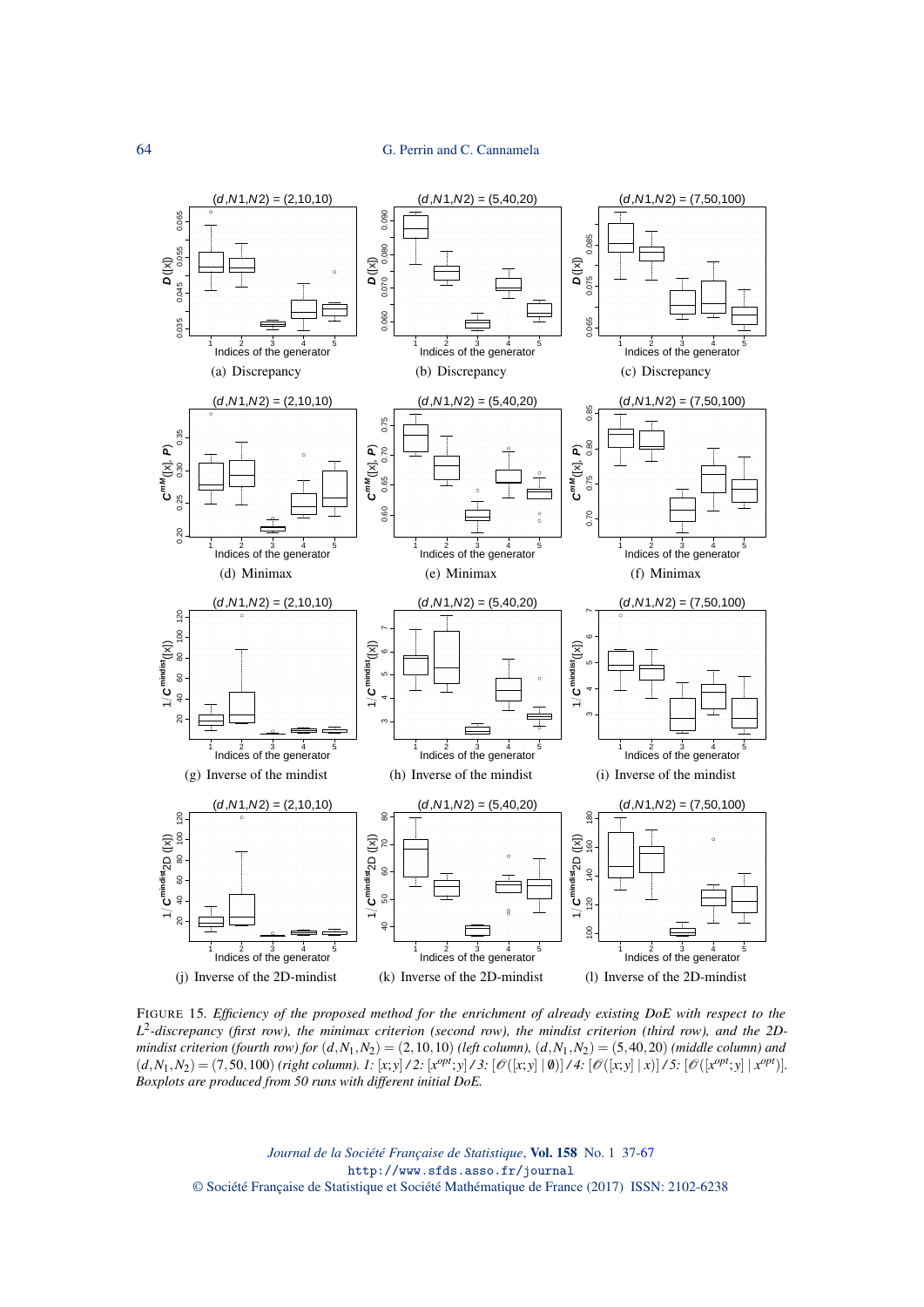(a) Discrepancy

(b) Discrepancy

(c) Discrepancy

(d) Minimax

(e) Minimax

(f) Minimax

(g) Inverse of the mindist

(h) Inverse of the mindist

(i) Inverse of the mindist

(j) Inverse of the 2D-mindist

(k) Inverse of the 2D-mindist

(l) Inverse of the 2D-mindist

FIGURE 15. *Efficiency of the proposed method for the enrichment of already existing DoE with respect to the $L^2$-discrepancy (first row), the minimax criterion (second row), the mindist criterion (third row), and the 2D-mindist criterion (fourth row) for $(d,N_1,N_2) = (2,10,10)$ (left column), $(d,N_1,N_2) = (5,40,20)$ (middle column) and $(d,N_1,N_2) = (7,50,100)$ (right column). 1: $[x;y]$ / 2: $[x^{opt};y]$ / 3: $[\mathscr{O}([x;y] \mid \emptyset)]$ / 4: $[\mathscr{O}([x;y] \mid x)]$ / 5: $[\mathscr{O}([x^{opt};y] \mid x^{opt})]$. Boxplots are produced from 50 runs with different initial DoE.*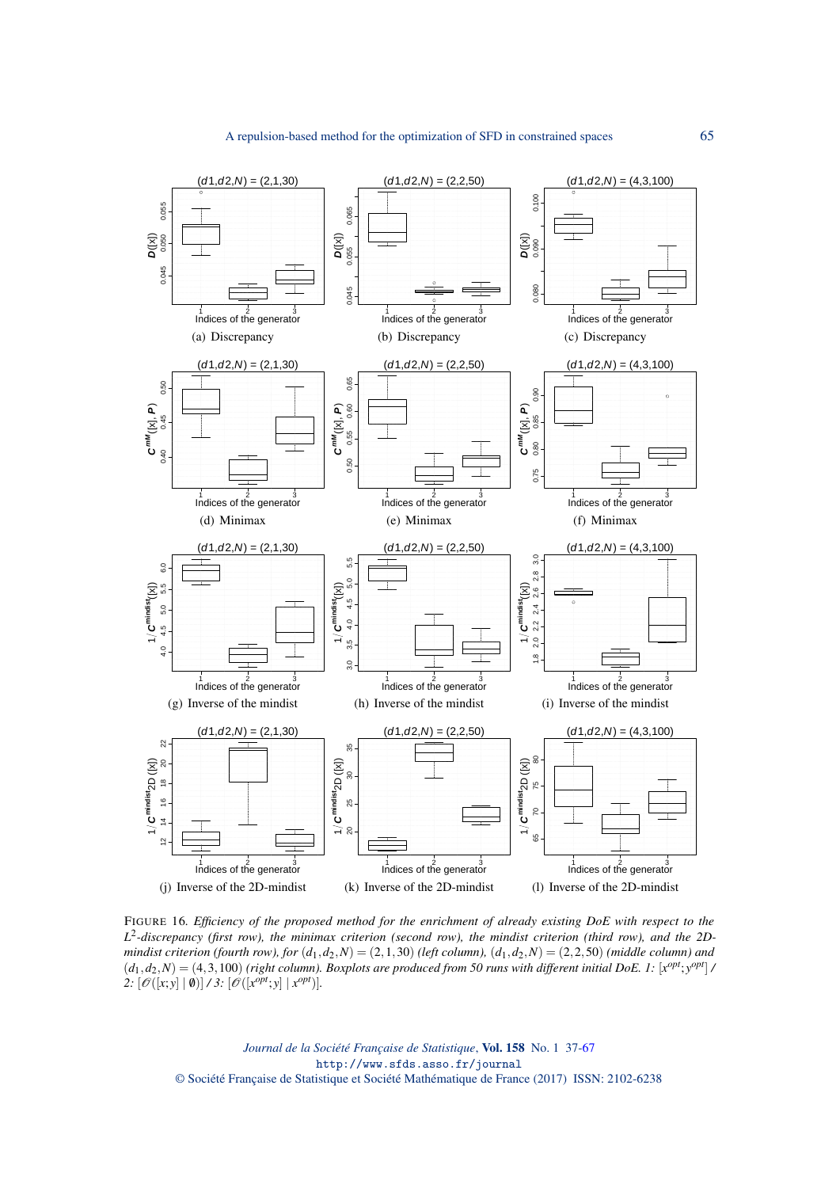(a) Discrepancy

(b) Discrepancy

(c) Discrepancy

(d) Minimax

(e) Minimax

(f) Minimax

(g) Inverse of the mindist

(h) Inverse of the mindist

(i) Inverse of the mindist

(j) Inverse of the 2D-mindist

(k) Inverse of the 2D-mindist

(l) Inverse of the 2D-mindist

FIGURE 16. *Efficiency of the proposed method for the enrichment of already existing DoE with respect to the $L^2$-discrepancy (first row), the minimax criterion (second row), the mindist criterion (third row), and the 2D-mindist criterion (fourth row), for $(d_1, d_2, N) = (2, 1, 30)$ (left column), $(d_1, d_2, N) = (2, 2, 50)$ (middle column) and $(d_1, d_2, N) = (4, 3, 100)$ (right column). Boxplots are produced from 50 runs with different initial DoE. 1: $[x^{opt}; y^{opt}]$ / 2: $[\mathscr{O}([x; y] \mid \emptyset)]$ / 3: $[\mathscr{O}([x^{opt}; y] \mid x^{opt})]$.*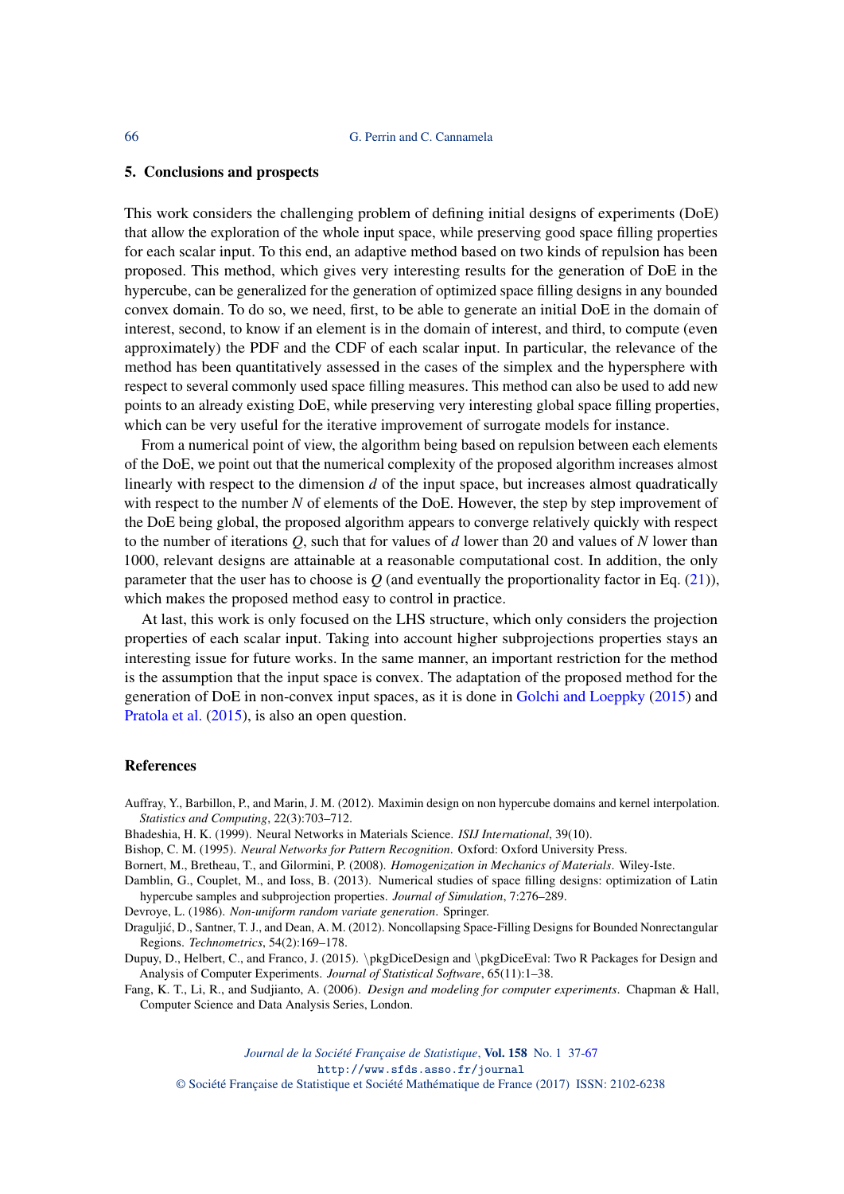## 5. Conclusions and prospects

This work considers the challenging problem of defining initial designs of experiments (DoE) that allow the exploration of the whole input space, while preserving good space filling properties for each scalar input. To this end, an adaptive method based on two kinds of repulsion has been proposed. This method, which gives very interesting results for the generation of DoE in the hypercube, can be generalized for the generation of optimized space filling designs in any bounded convex domain. To do so, we need, first, to be able to generate an initial DoE in the domain of interest, second, to know if an element is in the domain of interest, and third, to compute (even approximately) the PDF and the CDF of each scalar input. In particular, the relevance of the method has been quantitatively assessed in the cases of the simplex and the hypersphere with respect to several commonly used space filling measures. This method can also be used to add new points to an already existing DoE, while preserving very interesting global space filling properties, which can be very useful for the iterative improvement of surrogate models for instance.

From a numerical point of view, the algorithm being based on repulsion between each elements of the DoE, we point out that the numerical complexity of the proposed algorithm increases almost linearly with respect to the dimension $d$ of the input space, but increases almost quadratically with respect to the number $N$ of elements of the DoE. However, the step by step improvement of the DoE being global, the proposed algorithm appears to converge relatively quickly with respect to the number of iterations $Q$, such that for values of $d$ lower than 20 and values of $N$ lower than 1000, relevant designs are attainable at a reasonable computational cost. In addition, the only parameter that the user has to choose is $Q$ (and eventually the proportionality factor in Eq. (21)), which makes the proposed method easy to control in practice.

At last, this work is only focused on the LHS structure, which only considers the projection properties of each scalar input. Taking into account higher subprojections properties stays an interesting issue for future works. In the same manner, an important restriction for the method is the assumption that the input space is convex. The adaptation of the proposed method for the generation of DoE in non-convex input spaces, as it is done in Golchi and Loeppky (2015) and Pratola et al. (2015), is also an open question.

## References

Auffray, Y., Barbillon, P., and Marin, J. M. (2012). Maximin design on non hypercube domains and kernel interpolation. *Statistics and Computing*, 22(3):703–712.

Bhadeshia, H. K. (1999). Neural Networks in Materials Science. *ISIJ International*, 39(10).

Bishop, C. M. (1995). *Neural Networks for Pattern Recognition*. Oxford: Oxford University Press.

Bornert, M., Bretheau, T., and Gilormini, P. (2008). *Homogenization in Mechanics of Materials*. Wiley-Iste.

Damblin, G., Couplet, M., and Ioss, B. (2013). Numerical studies of space filling designs: optimization of Latin hypercube samples and subprojection properties. *Journal of Simulation*, 7:276–289.

Devroye, L. (1986). *Non-uniform random variate generation*. Springer.

Draguljić, D., Santner, T. J., and Dean, A. M. (2012). Noncollapsing Space-Filling Designs for Bounded Nonrectangular Regions. *Technometrics*, 54(2):169–178.

Dupuy, D., Helbert, C., and Franco, J. (2015). \pkgDiceDesign and \pkgDiceEval: Two R Packages for Design and Analysis of Computer Experiments. *Journal of Statistical Software*, 65(11):1–38.

Fang, K. T., Li, R., and Sudjianto, A. (2006). *Design and modeling for computer experiments*. Chapman & Hall, Computer Science and Data Analysis Series, London.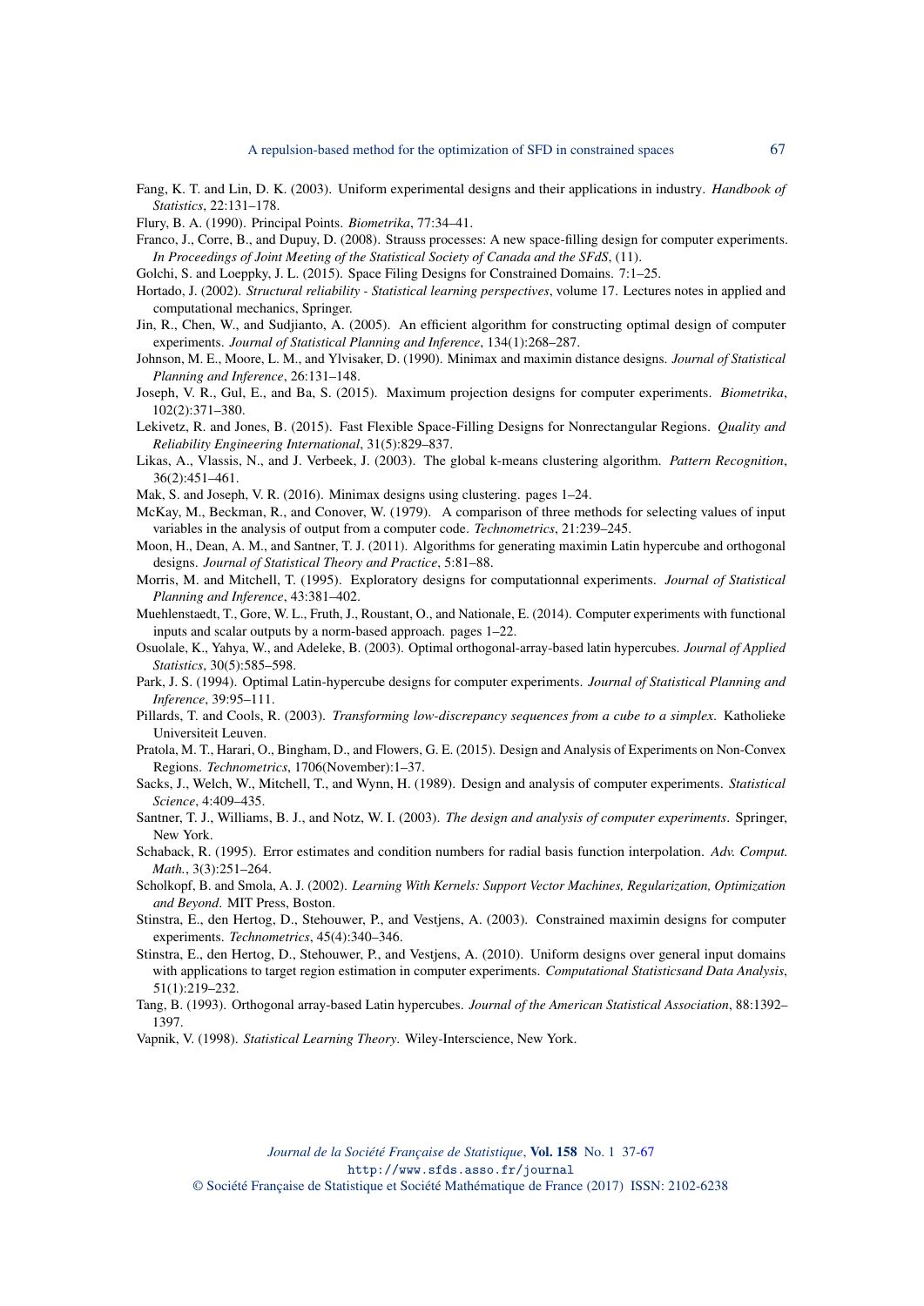Fang, K. T. and Lin, D. K. (2003). Uniform experimental designs and their applications in industry. *Handbook of Statistics*, 22:131–178.

Flury, B. A. (1990). Principal Points. *Biometrika*, 77:34–41.

Franco, J., Corre, B., and Dupuy, D. (2008). Strauss processes: A new space-filling design for computer experiments. *In Proceedings of Joint Meeting of the Statistical Society of Canada and the SFdS*, (11).

Golchi, S. and Loeppky, J. L. (2015). Space Filing Designs for Constrained Domains. 7:1–25.

Hortado, J. (2002). *Structural reliability - Statistical learning perspectives*, volume 17. Lectures notes in applied and computational mechanics, Springer.

Jin, R., Chen, W., and Sudjianto, A. (2005). An efficient algorithm for constructing optimal design of computer experiments. *Journal of Statistical Planning and Inference*, 134(1):268–287.

Johnson, M. E., Moore, L. M., and Ylvisaker, D. (1990). Minimax and maximin distance designs. *Journal of Statistical Planning and Inference*, 26:131–148.

Joseph, V. R., Gul, E., and Ba, S. (2015). Maximum projection designs for computer experiments. *Biometrika*, 102(2):371–380.

Lekivetz, R. and Jones, B. (2015). Fast Flexible Space-Filling Designs for Nonrectangular Regions. *Quality and Reliability Engineering International*, 31(5):829–837.

Likas, A., Vlassis, N., and J. Verbeek, J. (2003). The global k-means clustering algorithm. *Pattern Recognition*, 36(2):451–461.

Mak, S. and Joseph, V. R. (2016). Minimax designs using clustering. pages 1–24.

McKay, M., Beckman, R., and Conover, W. (1979). A comparison of three methods for selecting values of input variables in the analysis of output from a computer code. *Technometrics*, 21:239–245.

Moon, H., Dean, A. M., and Santner, T. J. (2011). Algorithms for generating maximin Latin hypercube and orthogonal designs. *Journal of Statistical Theory and Practice*, 5:81–88.

Morris, M. and Mitchell, T. (1995). Exploratory designs for computationnal experiments. *Journal of Statistical Planning and Inference*, 43:381–402.

Muehlenstaedt, T., Gore, W. L., Fruth, J., Roustant, O., and Nationale, E. (2014). Computer experiments with functional inputs and scalar outputs by a norm-based approach. pages 1–22.

Osuolale, K., Yahya, W., and Adeleke, B. (2003). Optimal orthogonal-array-based latin hypercubes. *Journal of Applied Statistics*, 30(5):585–598.

Park, J. S. (1994). Optimal Latin-hypercube designs for computer experiments. *Journal of Statistical Planning and Inference*, 39:95–111.

Pillards, T. and Cools, R. (2003). *Transforming low-discrepancy sequences from a cube to a simplex*. Katholieke Universiteit Leuven.

Pratola, M. T., Harari, O., Bingham, D., and Flowers, G. E. (2015). Design and Analysis of Experiments on Non-Convex Regions. *Technometrics*, 1706(November):1–37.

Sacks, J., Welch, W., Mitchell, T., and Wynn, H. (1989). Design and analysis of computer experiments. *Statistical Science*, 4:409–435.

Santner, T. J., Williams, B. J., and Notz, W. I. (2003). *The design and analysis of computer experiments*. Springer, New York.

Schaback, R. (1995). Error estimates and condition numbers for radial basis function interpolation. *Adv. Comput. Math.*, 3(3):251–264.

Scholkopf, B. and Smola, A. J. (2002). *Learning With Kernels: Support Vector Machines, Regularization, Optimization and Beyond*. MIT Press, Boston.

Stinstra, E., den Hertog, D., Stehouwer, P., and Vestjens, A. (2003). Constrained maximin designs for computer experiments. *Technometrics*, 45(4):340–346.

Stinstra, E., den Hertog, D., Stehouwer, P., and Vestjens, A. (2010). Uniform designs over general input domains with applications to target region estimation in computer experiments. *Computational Statisticsand Data Analysis*, 51(1):219–232.

Tang, B. (1993). Orthogonal array-based Latin hypercubes. *Journal of the American Statistical Association*, 88:1392–1397.

Vapnik, V. (1998). *Statistical Learning Theory*. Wiley-Interscience, New York.